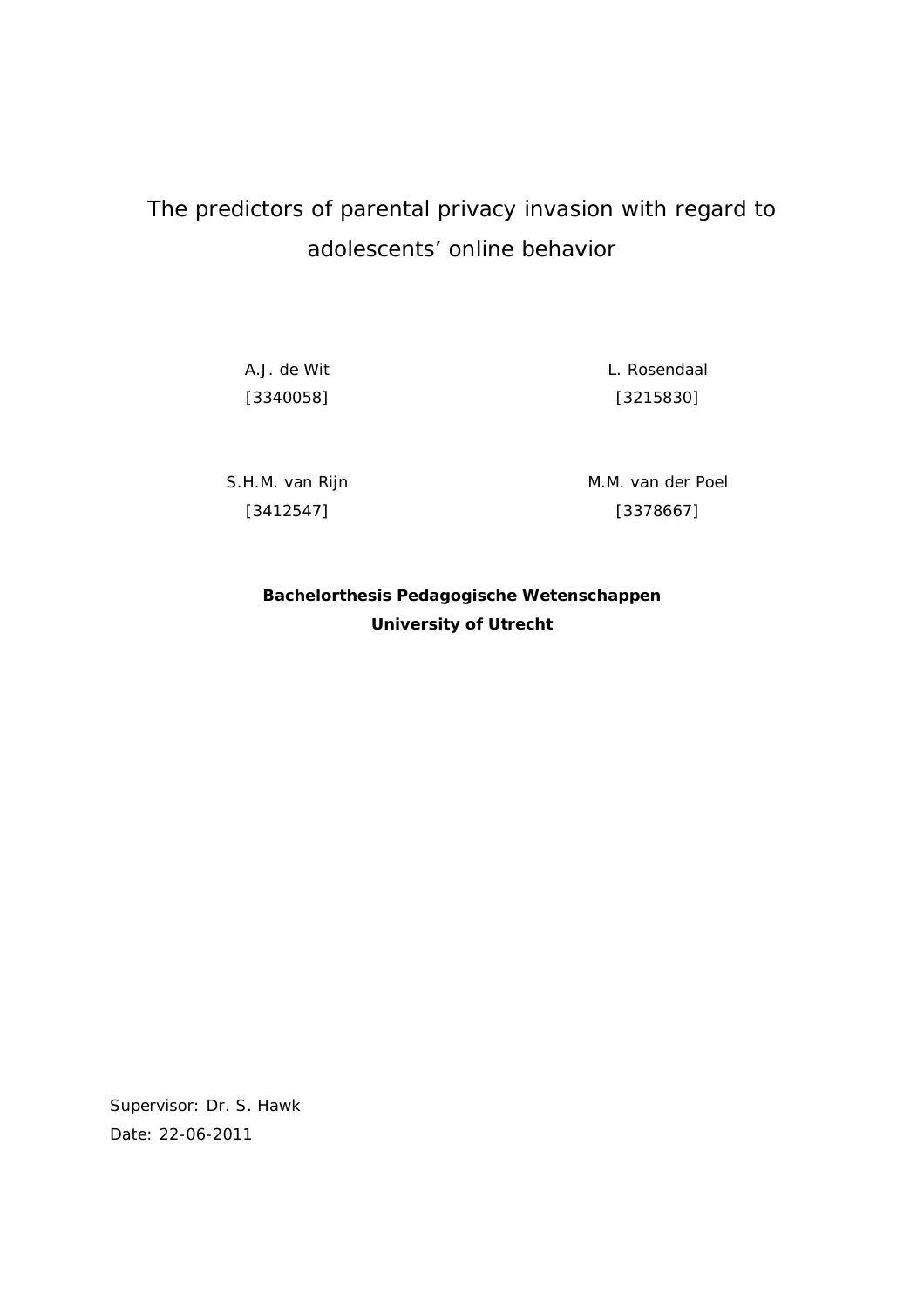# The predictors of parental privacy invasion with regard to adolescents' online behavior

A.J. de Wit
[3340058]

L. Rosendaal
[3215830]

S.H.M. van Rijn
[3412547]

M.M. van der Poel
[3378667]

**Bachelorthesis Pedagogische Wetenschappen**
**University of Utrecht**

Supervisor: Dr. S. Hawk
Date: 22-06-2011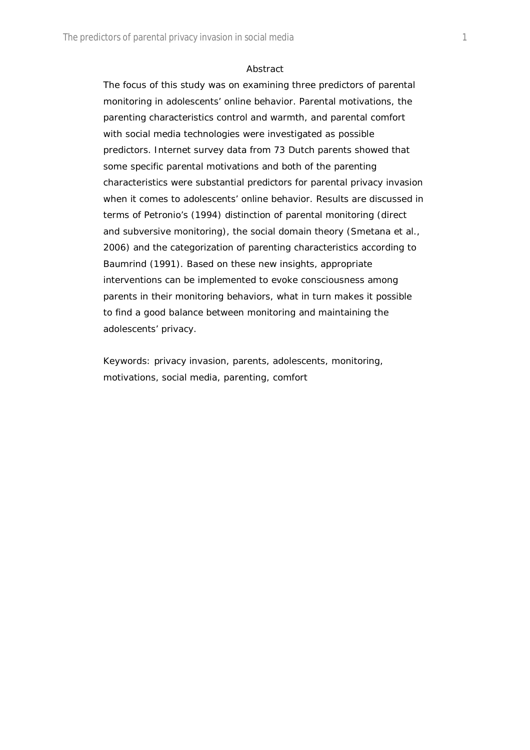## Abstract

The focus of this study was on examining three predictors of parental monitoring in adolescents' online behavior. Parental motivations, the parenting characteristics control and warmth, and parental comfort with social media technologies were investigated as possible predictors. Internet survey data from 73 Dutch parents showed that some specific parental motivations and both of the parenting characteristics were substantial predictors for parental privacy invasion when it comes to adolescents' online behavior. Results are discussed in terms of Petronio's (1994) distinction of parental monitoring (direct and subversive monitoring), the social domain theory (Smetana et al., 2006) and the categorization of parenting characteristics according to Baumrind (1991). Based on these new insights, appropriate interventions can be implemented to evoke consciousness among parents in their monitoring behaviors, what in turn makes it possible to find a good balance between monitoring and maintaining the adolescents' privacy.

Keywords: privacy invasion, parents, adolescents, monitoring, motivations, social media, parenting, comfort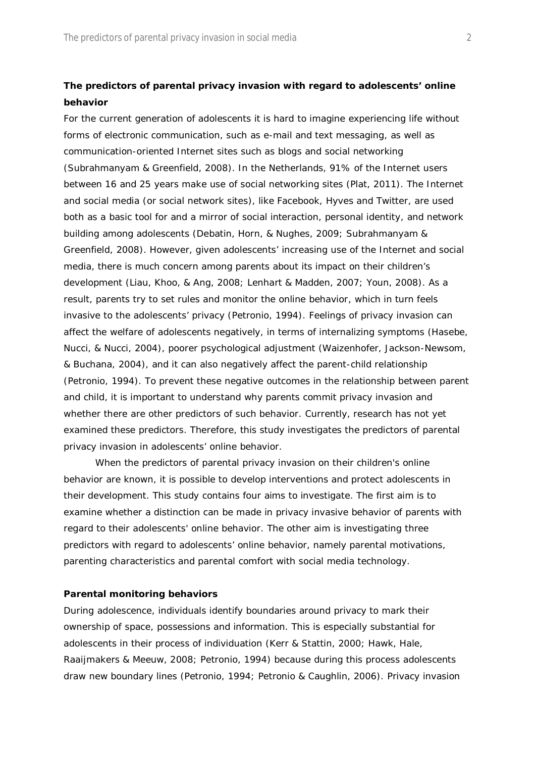**The predictors of parental privacy invasion with regard to adolescents' online behavior**

For the current generation of adolescents it is hard to imagine experiencing life without forms of electronic communication, such as e-mail and text messaging, as well as communication-oriented Internet sites such as blogs and social networking (Subrahmanyam & Greenfield, 2008). In the Netherlands, 91% of the Internet users between 16 and 25 years make use of social networking sites (Plat, 2011). The Internet and social media (or social network sites), like Facebook, Hyves and Twitter, are used both as a basic tool for and a mirror of social interaction, personal identity, and network building among adolescents (Debatin, Horn, & Nughes, 2009; Subrahmanyam & Greenfield, 2008). However, given adolescents' increasing use of the Internet and social media, there is much concern among parents about its impact on their children's development (Liau, Khoo, & Ang, 2008; Lenhart & Madden, 2007; Youn, 2008). As a result, parents try to set rules and monitor the online behavior, which in turn feels invasive to the adolescents' privacy (Petronio, 1994). Feelings of privacy invasion can affect the welfare of adolescents negatively, in terms of internalizing symptoms (Hasebe, Nucci, & Nucci, 2004), poorer psychological adjustment (Waizenhofer, Jackson-Newsom, & Buchana, 2004), and it can also negatively affect the parent-child relationship (Petronio, 1994). To prevent these negative outcomes in the relationship between parent and child, it is important to understand why parents commit privacy invasion and whether there are other predictors of such behavior. Currently, research has not yet examined these predictors. Therefore, this study investigates the predictors of parental privacy invasion in adolescents' online behavior.

When the predictors of parental privacy invasion on their children's online behavior are known, it is possible to develop interventions and protect adolescents in their development. This study contains four aims to investigate. The first aim is to examine whether a distinction can be made in privacy invasive behavior of parents with regard to their adolescents' online behavior. The other aim is investigating three predictors with regard to adolescents' online behavior, namely parental motivations, parenting characteristics and parental comfort with social media technology.

**Parental monitoring behaviors**

During adolescence, individuals identify boundaries around privacy to mark their ownership of space, possessions and information. This is especially substantial for adolescents in their process of individuation (Kerr & Stattin, 2000; Hawk, Hale, Raaijmakers & Meeuw, 2008; Petronio, 1994) because during this process adolescents draw new boundary lines (Petronio, 1994; Petronio & Caughlin, 2006). Privacy invasion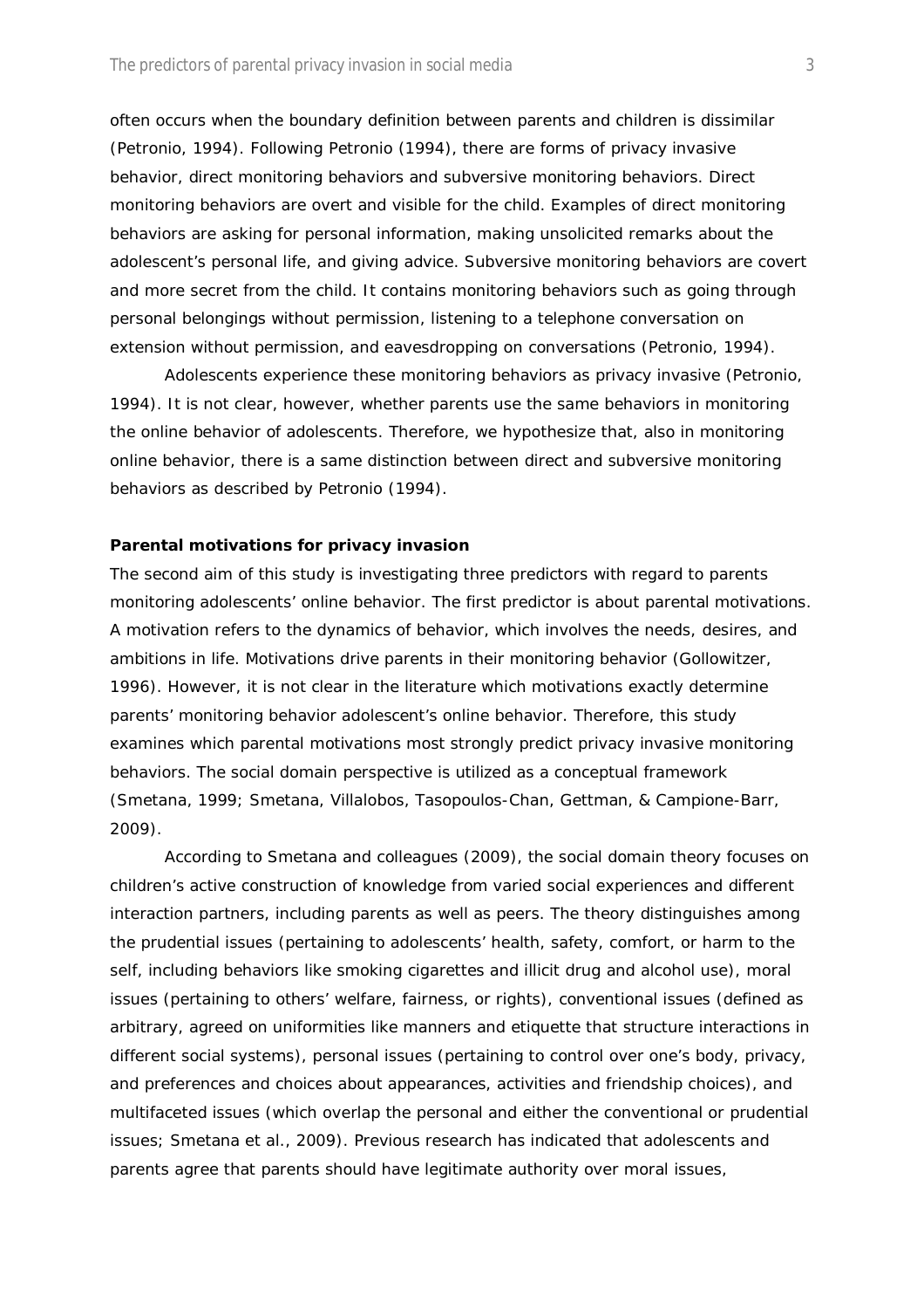often occurs when the boundary definition between parents and children is dissimilar (Petronio, 1994). Following Petronio (1994), there are forms of privacy invasive behavior, direct monitoring behaviors and subversive monitoring behaviors. Direct monitoring behaviors are overt and visible for the child. Examples of direct monitoring behaviors are asking for personal information, making unsolicited remarks about the adolescent's personal life, and giving advice. Subversive monitoring behaviors are covert and more secret from the child. It contains monitoring behaviors such as going through personal belongings without permission, listening to a telephone conversation on extension without permission, and eavesdropping on conversations (Petronio, 1994).

Adolescents experience these monitoring behaviors as privacy invasive (Petronio, 1994). It is not clear, however, whether parents use the same behaviors in monitoring the online behavior of adolescents. Therefore, we hypothesize that, also in monitoring online behavior, there is a same distinction between direct and subversive monitoring behaviors as described by Petronio (1994).

**Parental motivations for privacy invasion**

The second aim of this study is investigating three predictors with regard to parents monitoring adolescents' online behavior. The first predictor is about parental motivations. A motivation refers to the dynamics of behavior, which involves the needs, desires, and ambitions in life. Motivations drive parents in their monitoring behavior (Gollowitzer, 1996). However, it is not clear in the literature which motivations exactly determine parents' monitoring behavior adolescent's online behavior. Therefore, this study examines which parental motivations most strongly predict privacy invasive monitoring behaviors. The social domain perspective is utilized as a conceptual framework (Smetana, 1999; Smetana, Villalobos, Tasopoulos-Chan, Gettman, & Campione-Barr, 2009).

According to Smetana and colleagues (2009), the social domain theory focuses on children's active construction of knowledge from varied social experiences and different interaction partners, including parents as well as peers. The theory distinguishes among the prudential issues (pertaining to adolescents' health, safety, comfort, or harm to the self, including behaviors like smoking cigarettes and illicit drug and alcohol use), moral issues (pertaining to others' welfare, fairness, or rights), conventional issues (defined as arbitrary, agreed on uniformities like manners and etiquette that structure interactions in different social systems), personal issues (pertaining to control over one's body, privacy, and preferences and choices about appearances, activities and friendship choices), and multifaceted issues (which overlap the personal and either the conventional or prudential issues; Smetana et al., 2009). Previous research has indicated that adolescents and parents agree that parents should have legitimate authority over moral issues,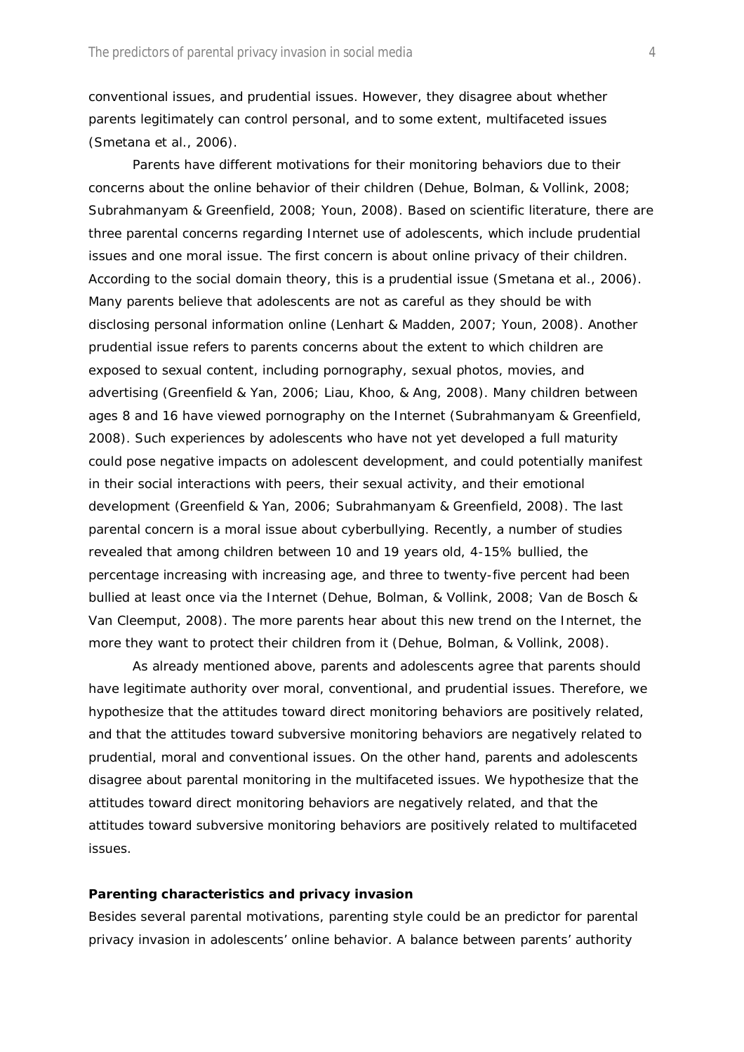conventional issues, and prudential issues. However, they disagree about whether parents legitimately can control personal, and to some extent, multifaceted issues (Smetana et al., 2006).

Parents have different motivations for their monitoring behaviors due to their concerns about the online behavior of their children (Dehue, Bolman, & Vollink, 2008; Subrahmanyam & Greenfield, 2008; Youn, 2008). Based on scientific literature, there are three parental concerns regarding Internet use of adolescents, which include prudential issues and one moral issue. The first concern is about online privacy of their children. According to the social domain theory, this is a prudential issue (Smetana et al., 2006). Many parents believe that adolescents are not as careful as they should be with disclosing personal information online (Lenhart & Madden, 2007; Youn, 2008). Another prudential issue refers to parents concerns about the extent to which children are exposed to sexual content, including pornography, sexual photos, movies, and advertising (Greenfield & Yan, 2006; Liau, Khoo, & Ang, 2008). Many children between ages 8 and 16 have viewed pornography on the Internet (Subrahmanyam & Greenfield, 2008). Such experiences by adolescents who have not yet developed a full maturity could pose negative impacts on adolescent development, and could potentially manifest in their social interactions with peers, their sexual activity, and their emotional development (Greenfield & Yan, 2006; Subrahmanyam & Greenfield, 2008). The last parental concern is a moral issue about cyberbullying. Recently, a number of studies revealed that among children between 10 and 19 years old, 4-15% bullied, the percentage increasing with increasing age, and three to twenty-five percent had been bullied at least once via the Internet (Dehue, Bolman, & Vollink, 2008; Van de Bosch & Van Cleemput, 2008). The more parents hear about this new trend on the Internet, the more they want to protect their children from it (Dehue, Bolman, & Vollink, 2008).

As already mentioned above, parents and adolescents agree that parents should have legitimate authority over moral, conventional, and prudential issues. Therefore, we hypothesize that the attitudes toward direct monitoring behaviors are positively related, and that the attitudes toward subversive monitoring behaviors are negatively related to prudential, moral and conventional issues. On the other hand, parents and adolescents disagree about parental monitoring in the multifaceted issues. We hypothesize that the attitudes toward direct monitoring behaviors are negatively related, and that the attitudes toward subversive monitoring behaviors are positively related to multifaceted issues.

**Parenting characteristics and privacy invasion**

Besides several parental motivations, parenting style could be an predictor for parental privacy invasion in adolescents' online behavior. A balance between parents' authority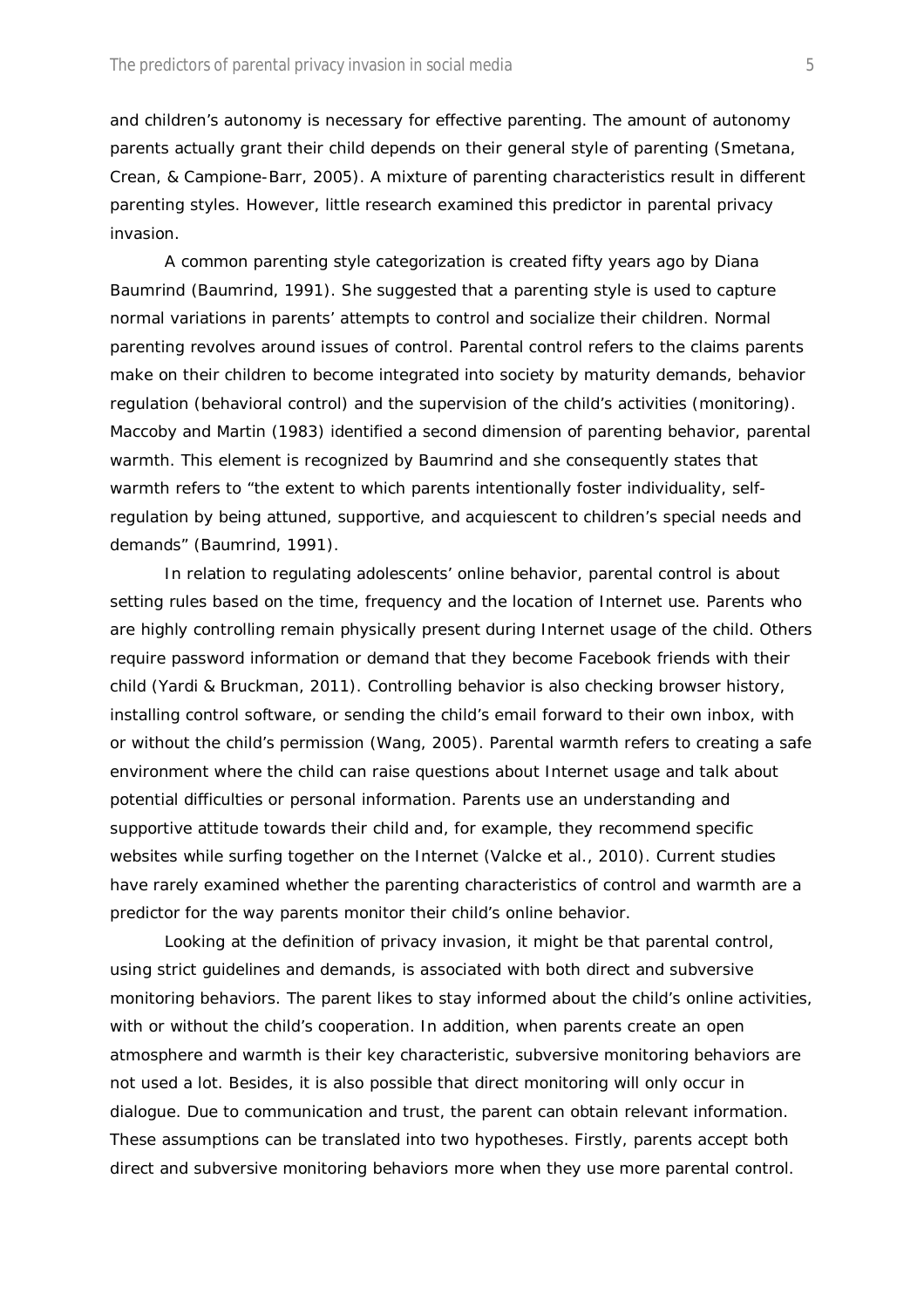and children's autonomy is necessary for effective parenting. The amount of autonomy parents actually grant their child depends on their general style of parenting (Smetana, Crean, & Campione-Barr, 2005). A mixture of parenting characteristics result in different parenting styles. However, little research examined this predictor in parental privacy invasion.

A common parenting style categorization is created fifty years ago by Diana Baumrind (Baumrind, 1991). She suggested that a parenting style is used to capture normal variations in parents' attempts to control and socialize their children. Normal parenting revolves around issues of control. Parental control refers to the claims parents make on their children to become integrated into society by maturity demands, behavior regulation (behavioral control) and the supervision of the child's activities (monitoring). Maccoby and Martin (1983) identified a second dimension of parenting behavior, parental warmth. This element is recognized by Baumrind and she consequently states that warmth refers to "the extent to which parents intentionally foster individuality, self-regulation by being attuned, supportive, and acquiescent to children's special needs and demands" (Baumrind, 1991).

In relation to regulating adolescents' online behavior, parental control is about setting rules based on the time, frequency and the location of Internet use. Parents who are highly controlling remain physically present during Internet usage of the child. Others require password information or demand that they become Facebook friends with their child (Yardi & Bruckman, 2011). Controlling behavior is also checking browser history, installing control software, or sending the child's email forward to their own inbox, with or without the child's permission (Wang, 2005). Parental warmth refers to creating a safe environment where the child can raise questions about Internet usage and talk about potential difficulties or personal information. Parents use an understanding and supportive attitude towards their child and, for example, they recommend specific websites while surfing together on the Internet (Valcke et al., 2010). Current studies have rarely examined whether the parenting characteristics of control and warmth are a predictor for the way parents monitor their child's online behavior.

Looking at the definition of privacy invasion, it might be that parental control, using strict guidelines and demands, is associated with both direct and subversive monitoring behaviors. The parent likes to stay informed about the child's online activities, with or without the child's cooperation. In addition, when parents create an open atmosphere and warmth is their key characteristic, subversive monitoring behaviors are not used a lot. Besides, it is also possible that direct monitoring will only occur in dialogue. Due to communication and trust, the parent can obtain relevant information. These assumptions can be translated into two hypotheses. Firstly, parents accept both direct and subversive monitoring behaviors more when they use more parental control.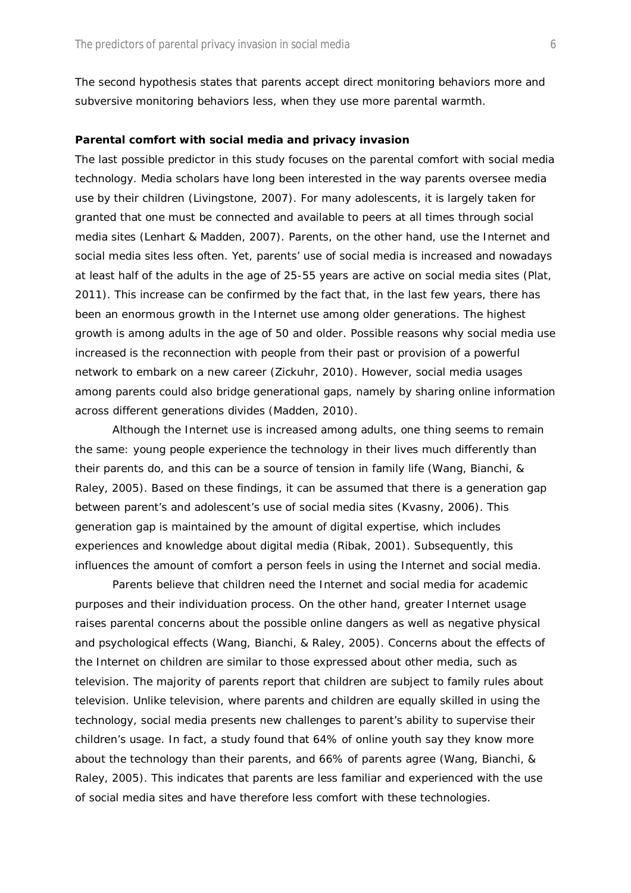The second hypothesis states that parents accept direct monitoring behaviors more and subversive monitoring behaviors less, when they use more parental warmth.

**Parental comfort with social media and privacy invasion**

The last possible predictor in this study focuses on the parental comfort with social media technology. Media scholars have long been interested in the way parents oversee media use by their children (Livingstone, 2007). For many adolescents, it is largely taken for granted that one must be connected and available to peers at all times through social media sites (Lenhart & Madden, 2007). Parents, on the other hand, use the Internet and social media sites less often. Yet, parents' use of social media is increased and nowadays at least half of the adults in the age of 25-55 years are active on social media sites (Plat, 2011). This increase can be confirmed by the fact that, in the last few years, there has been an enormous growth in the Internet use among older generations. The highest growth is among adults in the age of 50 and older. Possible reasons why social media use increased is the reconnection with people from their past or provision of a powerful network to embark on a new career (Zickuhr, 2010). However, social media usages among parents could also bridge generational gaps, namely by sharing online information across different generations divides (Madden, 2010).

Although the Internet use is increased among adults, one thing seems to remain the same: young people experience the technology in their lives much differently than their parents do, and this can be a source of tension in family life (Wang, Bianchi, & Raley, 2005). Based on these findings, it can be assumed that there is a generation gap between parent's and adolescent's use of social media sites (Kvasny, 2006). This generation gap is maintained by the amount of digital expertise, which includes experiences and knowledge about digital media (Ribak, 2001). Subsequently, this influences the amount of comfort a person feels in using the Internet and social media.

Parents believe that children need the Internet and social media for academic purposes and their individuation process. On the other hand, greater Internet usage raises parental concerns about the possible online dangers as well as negative physical and psychological effects (Wang, Bianchi, & Raley, 2005). Concerns about the effects of the Internet on children are similar to those expressed about other media, such as television. The majority of parents report that children are subject to family rules about television. Unlike television, where parents and children are equally skilled in using the technology, social media presents new challenges to parent's ability to supervise their children's usage. In fact, a study found that 64% of online youth say they know more about the technology than their parents, and 66% of parents agree (Wang, Bianchi, & Raley, 2005). This indicates that parents are less familiar and experienced with the use of social media sites and have therefore less comfort with these technologies.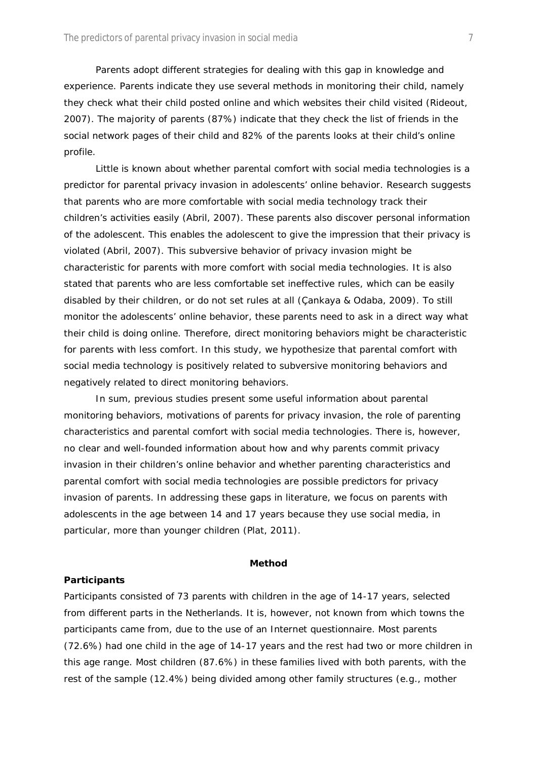Parents adopt different strategies for dealing with this gap in knowledge and experience. Parents indicate they use several methods in monitoring their child, namely they check what their child posted online and which websites their child visited (Rideout, 2007). The majority of parents (87%) indicate that they check the list of friends in the social network pages of their child and 82% of the parents looks at their child's online profile.

Little is known about whether parental comfort with social media technologies is a predictor for parental privacy invasion in adolescents' online behavior. Research suggests that parents who are more comfortable with social media technology track their children's activities easily (Abril, 2007). These parents also discover personal information of the adolescent. This enables the adolescent to give the impression that their privacy is violated (Abril, 2007). This subversive behavior of privacy invasion might be characteristic for parents with more comfort with social media technologies. It is also stated that parents who are less comfortable set ineffective rules, which can be easily disabled by their children, or do not set rules at all (Çankaya & Odaba, 2009). To still monitor the adolescents' online behavior, these parents need to ask in a direct way what their child is doing online. Therefore, direct monitoring behaviors might be characteristic for parents with less comfort. In this study, we hypothesize that parental comfort with social media technology is positively related to subversive monitoring behaviors and negatively related to direct monitoring behaviors.

In sum, previous studies present some useful information about parental monitoring behaviors, motivations of parents for privacy invasion, the role of parenting characteristics and parental comfort with social media technologies. There is, however, no clear and well-founded information about how and why parents commit privacy invasion in their children's online behavior and whether parenting characteristics and parental comfort with social media technologies are possible predictors for privacy invasion of parents. In addressing these gaps in literature, we focus on parents with adolescents in the age between 14 and 17 years because they use social media, in particular, more than younger children (Plat, 2011).

## Method

### Participants

Participants consisted of 73 parents with children in the age of 14-17 years, selected from different parts in the Netherlands. It is, however, not known from which towns the participants came from, due to the use of an Internet questionnaire. Most parents (72.6%) had one child in the age of 14-17 years and the rest had two or more children in this age range. Most children (87.6%) in these families lived with both parents, with the rest of the sample (12.4%) being divided among other family structures (e.g., mother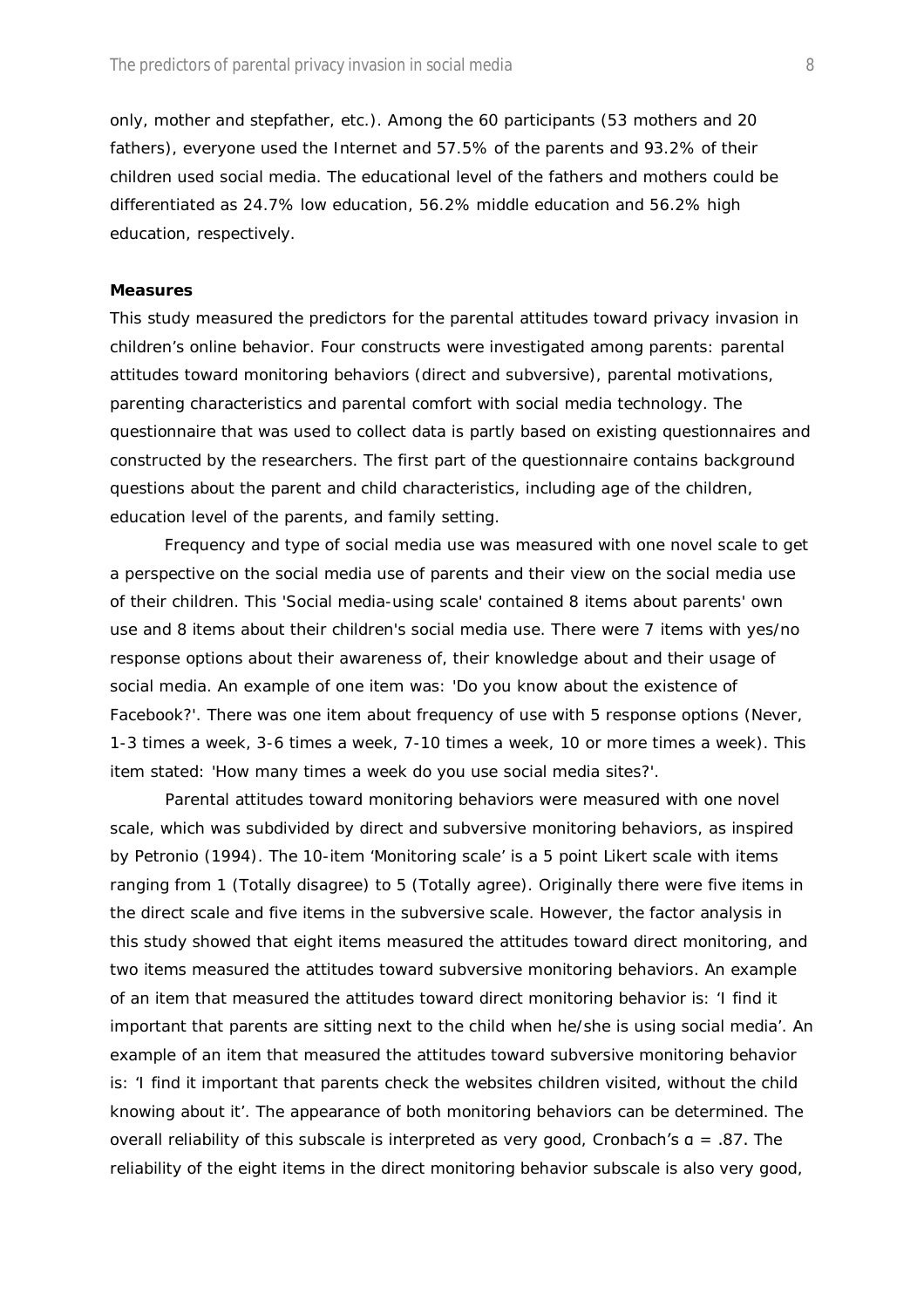only, mother and stepfather, etc.). Among the 60 participants (53 mothers and 20 fathers), everyone used the Internet and 57.5% of the parents and 93.2% of their children used social media. The educational level of the fathers and mothers could be differentiated as 24.7% low education, 56.2% middle education and 56.2% high education, respectively.

**Measures**

This study measured the predictors for the parental attitudes toward privacy invasion in children's online behavior. Four constructs were investigated among parents: parental attitudes toward monitoring behaviors (direct and subversive), parental motivations, parenting characteristics and parental comfort with social media technology. The questionnaire that was used to collect data is partly based on existing questionnaires and constructed by the researchers. The first part of the questionnaire contains background questions about the parent and child characteristics, including age of the children, education level of the parents, and family setting.

Frequency and type of social media use was measured with one novel scale to get a perspective on the social media use of parents and their view on the social media use of their children. This 'Social media-using scale' contained 8 items about parents' own use and 8 items about their children's social media use. There were 7 items with yes/no response options about their awareness of, their knowledge about and their usage of social media. An example of one item was: 'Do you know about the existence of Facebook?'. There was one item about frequency of use with 5 response options (Never, 1-3 times a week, 3-6 times a week, 7-10 times a week, 10 or more times a week). This item stated: 'How many times a week do you use social media sites?'.

Parental attitudes toward monitoring behaviors were measured with one novel scale, which was subdivided by direct and subversive monitoring behaviors, as inspired by Petronio (1994). The 10-item 'Monitoring scale' is a 5 point Likert scale with items ranging from 1 (Totally disagree) to 5 (Totally agree). Originally there were five items in the direct scale and five items in the subversive scale. However, the factor analysis in this study showed that eight items measured the attitudes toward direct monitoring, and two items measured the attitudes toward subversive monitoring behaviors. An example of an item that measured the attitudes toward direct monitoring behavior is: 'I find it important that parents are sitting next to the child when he/she is using social media'. An example of an item that measured the attitudes toward subversive monitoring behavior is: 'I find it important that parents check the websites children visited, without the child knowing about it'. The appearance of both monitoring behaviors can be determined. The overall reliability of this subscale is interpreted as very good, Cronbach's $\alpha = .87$. The reliability of the eight items in the direct monitoring behavior subscale is also very good,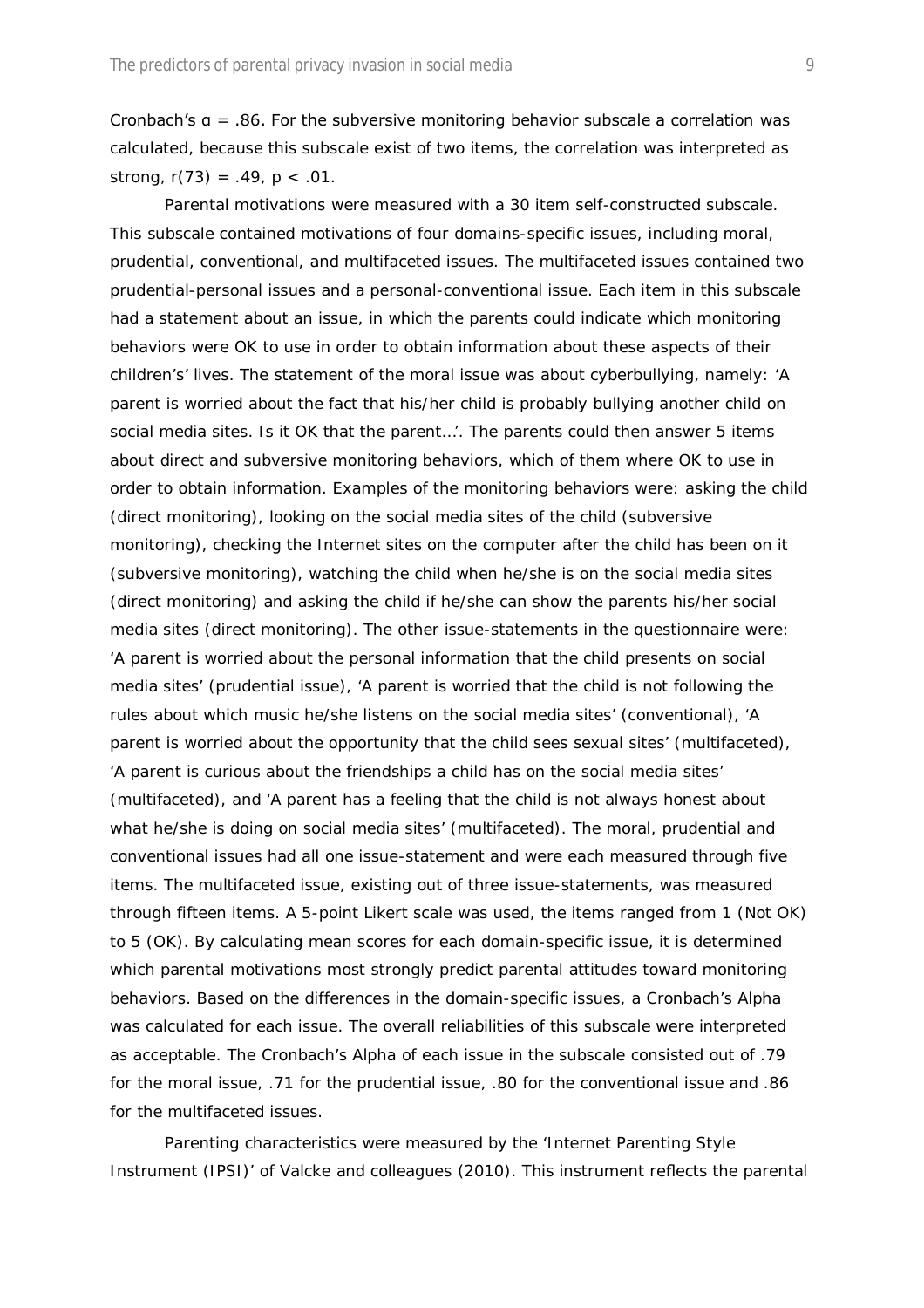Cronbach's α = .86. For the subversive monitoring behavior subscale a correlation was calculated, because this subscale exist of two items, the correlation was interpreted as strong, $r(73) = .49$, $p < .01$.

Parental motivations were measured with a 30 item self-constructed subscale. This subscale contained motivations of four domains-specific issues, including moral, prudential, conventional, and multifaceted issues. The multifaceted issues contained two prudential-personal issues and a personal-conventional issue. Each item in this subscale had a statement about an issue, in which the parents could indicate which monitoring behaviors were OK to use in order to obtain information about these aspects of their children's' lives. The statement of the moral issue was about cyberbullying, namely: 'A parent is worried about the fact that his/her child is probably bullying another child on social media sites. Is it OK that the parent…'. The parents could then answer 5 items about direct and subversive monitoring behaviors, which of them where OK to use in order to obtain information. Examples of the monitoring behaviors were: asking the child (direct monitoring), looking on the social media sites of the child (subversive monitoring), checking the Internet sites on the computer after the child has been on it (subversive monitoring), watching the child when he/she is on the social media sites (direct monitoring) and asking the child if he/she can show the parents his/her social media sites (direct monitoring). The other issue-statements in the questionnaire were: 'A parent is worried about the personal information that the child presents on social media sites' (prudential issue), 'A parent is worried that the child is not following the rules about which music he/she listens on the social media sites' (conventional), 'A parent is worried about the opportunity that the child sees sexual sites' (multifaceted), 'A parent is curious about the friendships a child has on the social media sites' (multifaceted), and 'A parent has a feeling that the child is not always honest about what he/she is doing on social media sites' (multifaceted). The moral, prudential and conventional issues had all one issue-statement and were each measured through five items. The multifaceted issue, existing out of three issue-statements, was measured through fifteen items. A 5-point Likert scale was used, the items ranged from 1 (Not OK) to 5 (OK). By calculating mean scores for each domain-specific issue, it is determined which parental motivations most strongly predict parental attitudes toward monitoring behaviors. Based on the differences in the domain-specific issues, a Cronbach's Alpha was calculated for each issue. The overall reliabilities of this subscale were interpreted as acceptable. The Cronbach's Alpha of each issue in the subscale consisted out of .79 for the moral issue, .71 for the prudential issue, .80 for the conventional issue and .86 for the multifaceted issues.

Parenting characteristics were measured by the 'Internet Parenting Style Instrument (IPSI)' of Valcke and colleagues (2010). This instrument reflects the parental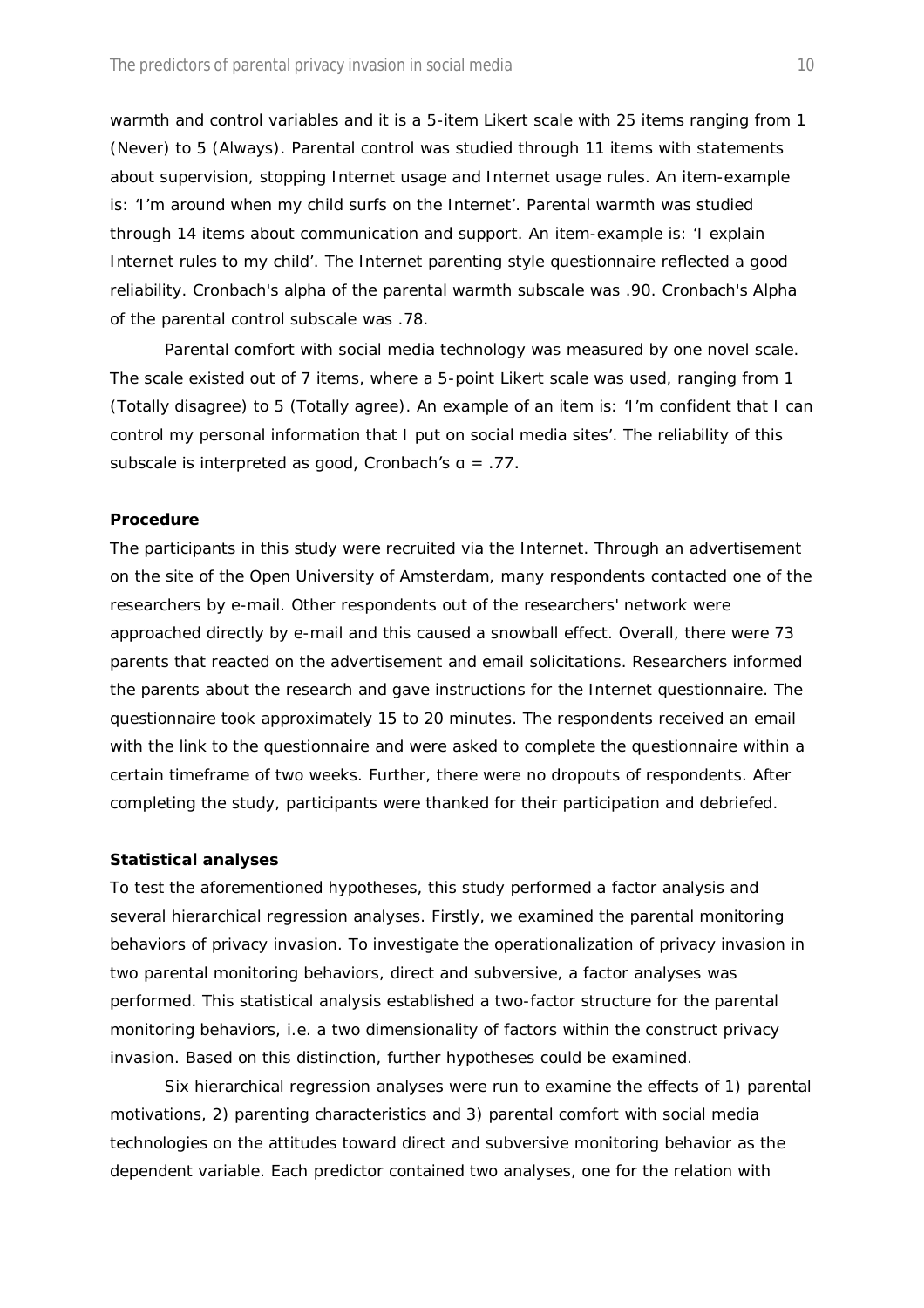warmth and control variables and it is a 5-item Likert scale with 25 items ranging from 1 (Never) to 5 (Always). Parental control was studied through 11 items with statements about supervision, stopping Internet usage and Internet usage rules. An item-example is: 'I'm around when my child surfs on the Internet'. Parental warmth was studied through 14 items about communication and support. An item-example is: 'I explain Internet rules to my child'. The Internet parenting style questionnaire reflected a good reliability. Cronbach's alpha of the parental warmth subscale was .90. Cronbach's Alpha of the parental control subscale was .78.

Parental comfort with social media technology was measured by one novel scale. The scale existed out of 7 items, where a 5-point Likert scale was used, ranging from 1 (Totally disagree) to 5 (Totally agree). An example of an item is: 'I'm confident that I can control my personal information that I put on social media sites'. The reliability of this subscale is interpreted as good, Cronbach's $\alpha = .77$.

**Procedure**

The participants in this study were recruited via the Internet. Through an advertisement on the site of the Open University of Amsterdam, many respondents contacted one of the researchers by e-mail. Other respondents out of the researchers' network were approached directly by e-mail and this caused a snowball effect. Overall, there were 73 parents that reacted on the advertisement and email solicitations. Researchers informed the parents about the research and gave instructions for the Internet questionnaire. The questionnaire took approximately 15 to 20 minutes. The respondents received an email with the link to the questionnaire and were asked to complete the questionnaire within a certain timeframe of two weeks. Further, there were no dropouts of respondents. After completing the study, participants were thanked for their participation and debriefed.

**Statistical analyses**

To test the aforementioned hypotheses, this study performed a factor analysis and several hierarchical regression analyses. Firstly, we examined the parental monitoring behaviors of privacy invasion. To investigate the operationalization of privacy invasion in two parental monitoring behaviors, direct and subversive, a factor analyses was performed. This statistical analysis established a two-factor structure for the parental monitoring behaviors, i.e. a two dimensionality of factors within the construct privacy invasion. Based on this distinction, further hypotheses could be examined.

Six hierarchical regression analyses were run to examine the effects of 1) parental motivations, 2) parenting characteristics and 3) parental comfort with social media technologies on the attitudes toward direct and subversive monitoring behavior as the dependent variable. Each predictor contained two analyses, one for the relation with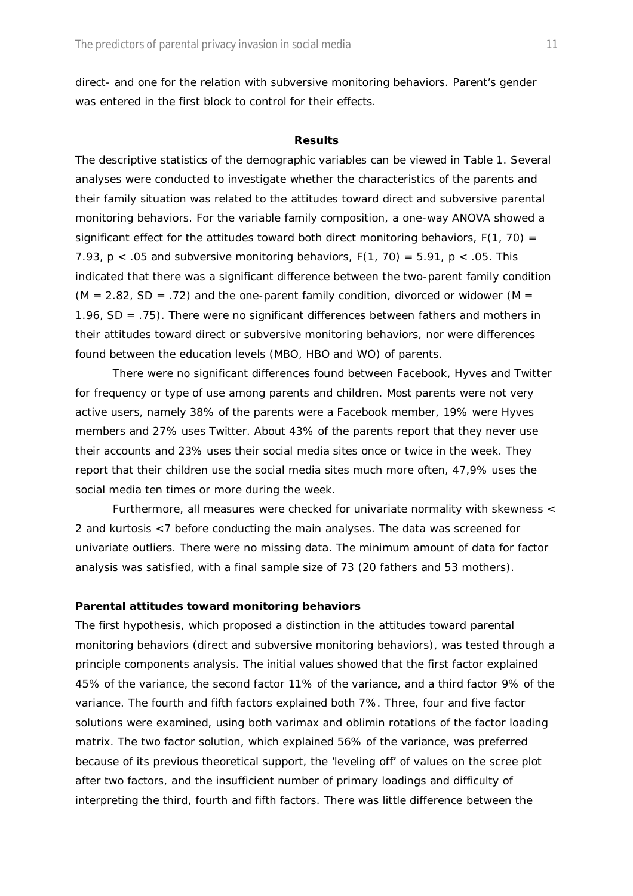direct- and one for the relation with subversive monitoring behaviors. Parent's gender was entered in the first block to control for their effects.

## Results

The descriptive statistics of the demographic variables can be viewed in Table 1. Several analyses were conducted to investigate whether the characteristics of the parents and their family situation was related to the attitudes toward direct and subversive parental monitoring behaviors. For the variable family composition, a one-way ANOVA showed a significant effect for the attitudes toward both direct monitoring behaviors, $F(1, 70) = 7.93$, $p < .05$ and subversive monitoring behaviors, $F(1, 70) = 5.91$, $p < .05$. This indicated that there was a significant difference between the two-parent family condition ($M = 2.82$, $SD = .72$) and the one-parent family condition, divorced or widower ($M = 1.96$, $SD = .75$). There were no significant differences between fathers and mothers in their attitudes toward direct or subversive monitoring behaviors, nor were differences found between the education levels (MBO, HBO and WO) of parents.

There were no significant differences found between Facebook, Hyves and Twitter for frequency or type of use among parents and children. Most parents were not very active users, namely 38% of the parents were a Facebook member, 19% were Hyves members and 27% uses Twitter. About 43% of the parents report that they never use their accounts and 23% uses their social media sites once or twice in the week. They report that their children use the social media sites much more often, 47,9% uses the social media ten times or more during the week.

Furthermore, all measures were checked for univariate normality with skewness < 2 and kurtosis <7 before conducting the main analyses. The data was screened for univariate outliers. There were no missing data. The minimum amount of data for factor analysis was satisfied, with a final sample size of 73 (20 fathers and 53 mothers).

### Parental attitudes toward monitoring behaviors

The first hypothesis, which proposed a distinction in the attitudes toward parental monitoring behaviors (direct and subversive monitoring behaviors), was tested through a principle components analysis. The initial values showed that the first factor explained 45% of the variance, the second factor 11% of the variance, and a third factor 9% of the variance. The fourth and fifth factors explained both 7%. Three, four and five factor solutions were examined, using both varimax and oblimin rotations of the factor loading matrix. The two factor solution, which explained 56% of the variance, was preferred because of its previous theoretical support, the 'leveling off' of values on the scree plot after two factors, and the insufficient number of primary loadings and difficulty of interpreting the third, fourth and fifth factors. There was little difference between the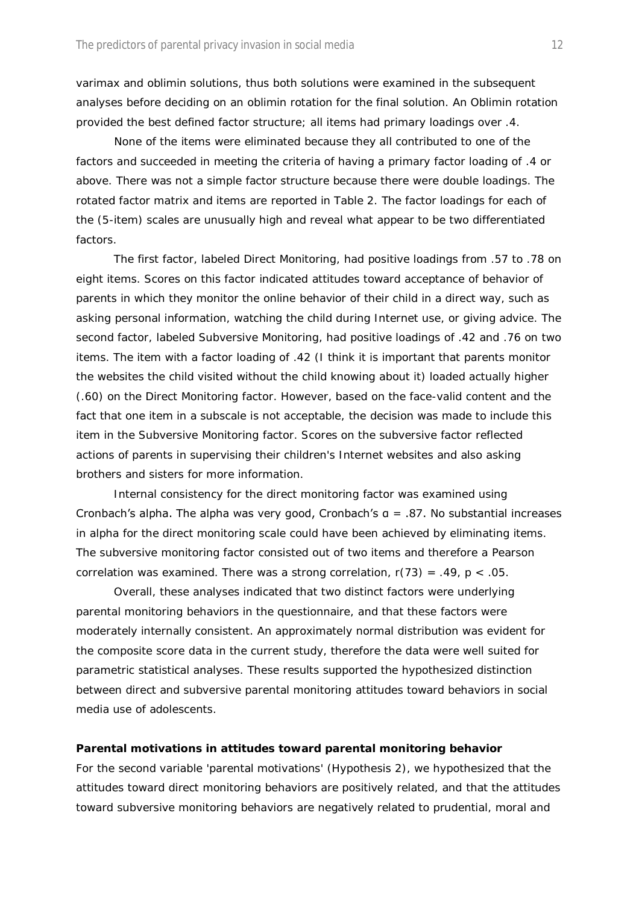varimax and oblimin solutions, thus both solutions were examined in the subsequent analyses before deciding on an oblimin rotation for the final solution. An Oblimin rotation provided the best defined factor structure; all items had primary loadings over .4.

None of the items were eliminated because they all contributed to one of the factors and succeeded in meeting the criteria of having a primary factor loading of .4 or above. There was not a simple factor structure because there were double loadings. The rotated factor matrix and items are reported in Table 2. The factor loadings for each of the (5-item) scales are unusually high and reveal what appear to be two differentiated factors.

The first factor, labeled Direct Monitoring, had positive loadings from .57 to .78 on eight items. Scores on this factor indicated attitudes toward acceptance of behavior of parents in which they monitor the online behavior of their child in a direct way, such as asking personal information, watching the child during Internet use, or giving advice. The second factor, labeled Subversive Monitoring, had positive loadings of .42 and .76 on two items. The item with a factor loading of .42 (I think it is important that parents monitor the websites the child visited without the child knowing about it) loaded actually higher (.60) on the Direct Monitoring factor. However, based on the face-valid content and the fact that one item in a subscale is not acceptable, the decision was made to include this item in the Subversive Monitoring factor. Scores on the subversive factor reflected actions of parents in supervising their children's Internet websites and also asking brothers and sisters for more information.

Internal consistency for the direct monitoring factor was examined using Cronbach's alpha. The alpha was very good, Cronbach's $\alpha = .87$. No substantial increases in alpha for the direct monitoring scale could have been achieved by eliminating items. The subversive monitoring factor consisted out of two items and therefore a Pearson correlation was examined. There was a strong correlation, $r(73) = .49$, $p < .05$.

Overall, these analyses indicated that two distinct factors were underlying parental monitoring behaviors in the questionnaire, and that these factors were moderately internally consistent. An approximately normal distribution was evident for the composite score data in the current study, therefore the data were well suited for parametric statistical analyses. These results supported the hypothesized distinction between direct and subversive parental monitoring attitudes toward behaviors in social media use of adolescents.

**Parental motivations in attitudes toward parental monitoring behavior**

For the second variable 'parental motivations' (Hypothesis 2), we hypothesized that the attitudes toward direct monitoring behaviors are positively related, and that the attitudes toward subversive monitoring behaviors are negatively related to prudential, moral and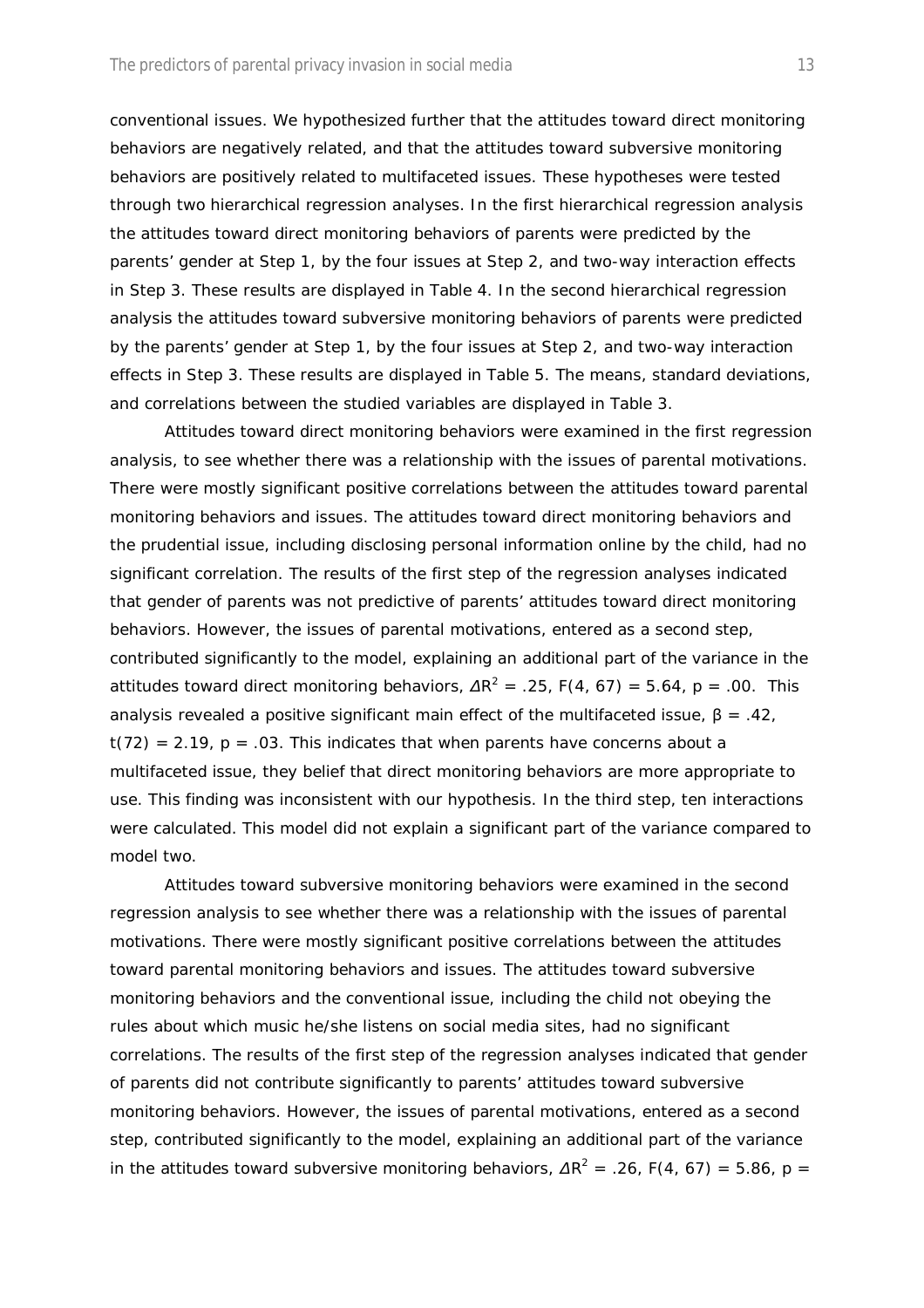conventional issues. We hypothesized further that the attitudes toward direct monitoring behaviors are negatively related, and that the attitudes toward subversive monitoring behaviors are positively related to multifaceted issues. These hypotheses were tested through two hierarchical regression analyses. In the first hierarchical regression analysis the attitudes toward direct monitoring behaviors of parents were predicted by the parents' gender at Step 1, by the four issues at Step 2, and two-way interaction effects in Step 3. These results are displayed in Table 4. In the second hierarchical regression analysis the attitudes toward subversive monitoring behaviors of parents were predicted by the parents' gender at Step 1, by the four issues at Step 2, and two-way interaction effects in Step 3. These results are displayed in Table 5. The means, standard deviations, and correlations between the studied variables are displayed in Table 3.

Attitudes toward direct monitoring behaviors were examined in the first regression analysis, to see whether there was a relationship with the issues of parental motivations. There were mostly significant positive correlations between the attitudes toward parental monitoring behaviors and issues. The attitudes toward direct monitoring behaviors and the prudential issue, including disclosing personal information online by the child, had no significant correlation. The results of the first step of the regression analyses indicated that gender of parents was not predictive of parents' attitudes toward direct monitoring behaviors. However, the issues of parental motivations, entered as a second step, contributed significantly to the model, explaining an additional part of the variance in the attitudes toward direct monitoring behaviors, $\Delta R^2 = .25$, $F(4, 67) = 5.64$, $p = .00$. This analysis revealed a positive significant main effect of the multifaceted issue, $\beta = .42$, $t(72) = 2.19$, $p = .03$. This indicates that when parents have concerns about a multifaceted issue, they belief that direct monitoring behaviors are more appropriate to use. This finding was inconsistent with our hypothesis. In the third step, ten interactions were calculated. This model did not explain a significant part of the variance compared to model two.

Attitudes toward subversive monitoring behaviors were examined in the second regression analysis to see whether there was a relationship with the issues of parental motivations. There were mostly significant positive correlations between the attitudes toward parental monitoring behaviors and issues. The attitudes toward subversive monitoring behaviors and the conventional issue, including the child not obeying the rules about which music he/she listens on social media sites, had no significant correlations. The results of the first step of the regression analyses indicated that gender of parents did not contribute significantly to parents' attitudes toward subversive monitoring behaviors. However, the issues of parental motivations, entered as a second step, contributed significantly to the model, explaining an additional part of the variance in the attitudes toward subversive monitoring behaviors, $\Delta R^2 = .26$, $F(4, 67) = 5.86$, $p =$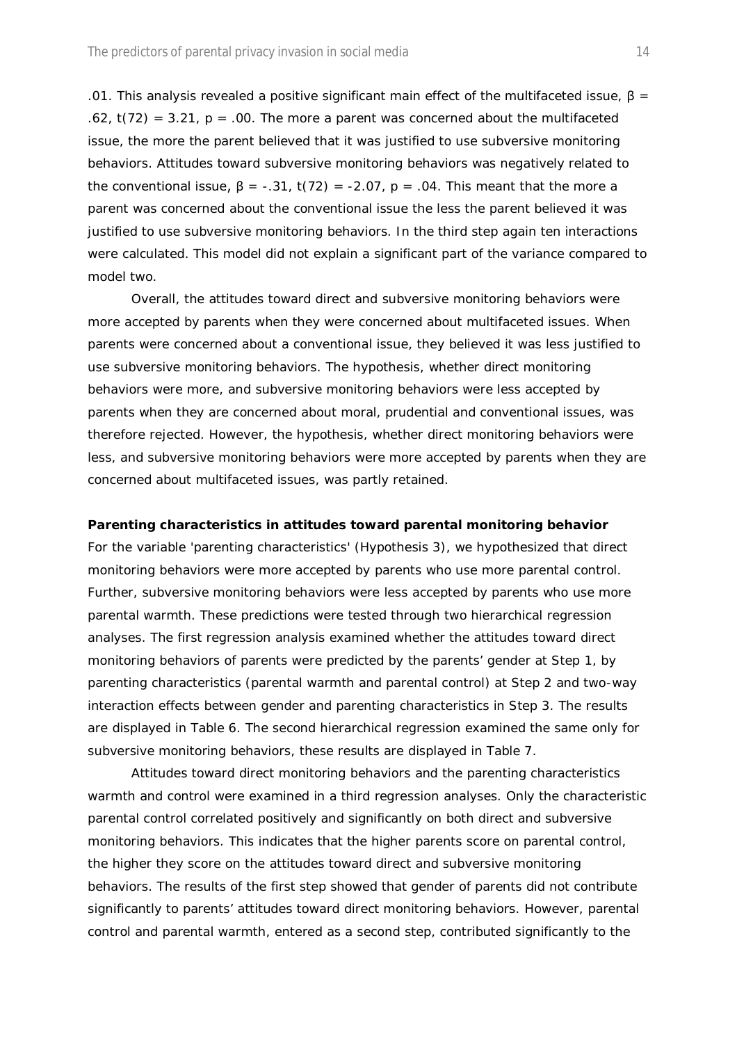.01. This analysis revealed a positive significant main effect of the multifaceted issue, $\beta = .62$, $t(72) = 3.21$, $p = .00$. The more a parent was concerned about the multifaceted issue, the more the parent believed that it was justified to use subversive monitoring behaviors. Attitudes toward subversive monitoring behaviors was negatively related to the conventional issue, $\beta = -.31$, $t(72) = -2.07$, $p = .04$. This meant that the more a parent was concerned about the conventional issue the less the parent believed it was justified to use subversive monitoring behaviors. In the third step again ten interactions were calculated. This model did not explain a significant part of the variance compared to model two.

Overall, the attitudes toward direct and subversive monitoring behaviors were more accepted by parents when they were concerned about multifaceted issues. When parents were concerned about a conventional issue, they believed it was less justified to use subversive monitoring behaviors. The hypothesis, whether direct monitoring behaviors were more, and subversive monitoring behaviors were less accepted by parents when they are concerned about moral, prudential and conventional issues, was therefore rejected. However, the hypothesis, whether direct monitoring behaviors were less, and subversive monitoring behaviors were more accepted by parents when they are concerned about multifaceted issues, was partly retained.

**Parenting characteristics in attitudes toward parental monitoring behavior**

For the variable 'parenting characteristics' (Hypothesis 3), we hypothesized that direct monitoring behaviors were more accepted by parents who use more parental control. Further, subversive monitoring behaviors were less accepted by parents who use more parental warmth. These predictions were tested through two hierarchical regression analyses. The first regression analysis examined whether the attitudes toward direct monitoring behaviors of parents were predicted by the parents' gender at Step 1, by parenting characteristics (parental warmth and parental control) at Step 2 and two-way interaction effects between gender and parenting characteristics in Step 3. The results are displayed in Table 6. The second hierarchical regression examined the same only for subversive monitoring behaviors, these results are displayed in Table 7.

Attitudes toward direct monitoring behaviors and the parenting characteristics warmth and control were examined in a third regression analyses. Only the characteristic parental control correlated positively and significantly on both direct and subversive monitoring behaviors. This indicates that the higher parents score on parental control, the higher they score on the attitudes toward direct and subversive monitoring behaviors. The results of the first step showed that gender of parents did not contribute significantly to parents' attitudes toward direct monitoring behaviors. However, parental control and parental warmth, entered as a second step, contributed significantly to the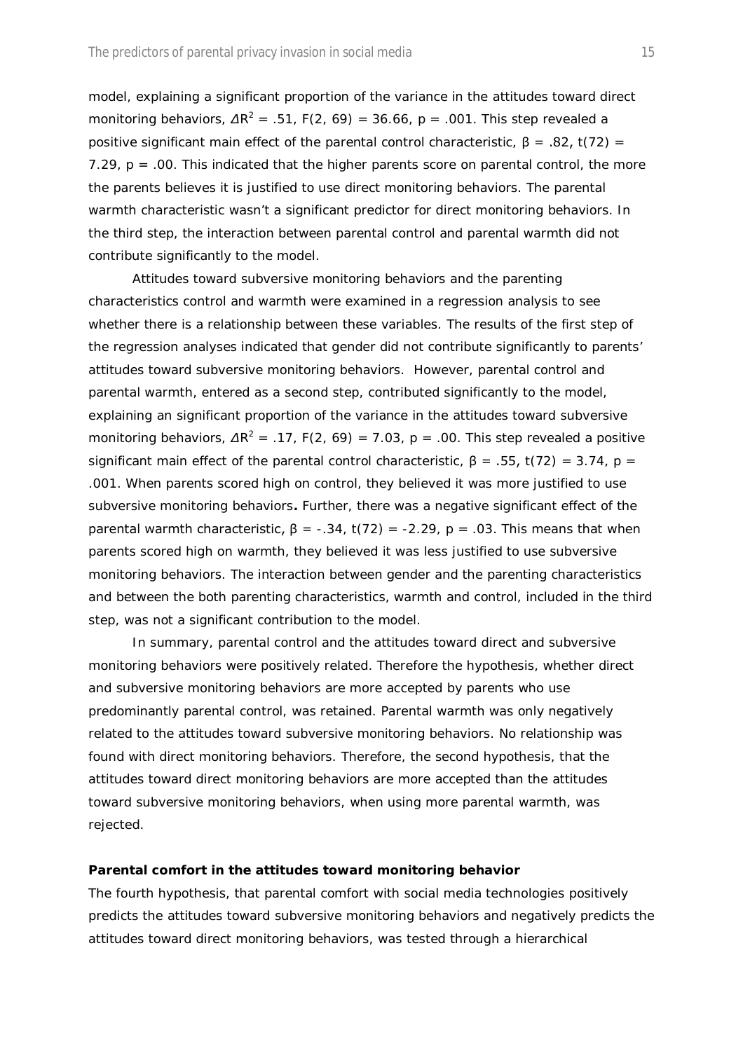model, explaining a significant proportion of the variance in the attitudes toward direct monitoring behaviors, $\Delta R^2 = .51$, $F(2, 69) = 36.66$, $p = .001$. This step revealed a positive significant main effect of the parental control characteristic, $\beta = .82$, $t(72) = 7.29$, $p = .00$. This indicated that the higher parents score on parental control, the more the parents believes it is justified to use direct monitoring behaviors. The parental warmth characteristic wasn't a significant predictor for direct monitoring behaviors. In the third step, the interaction between parental control and parental warmth did not contribute significantly to the model.

Attitudes toward subversive monitoring behaviors and the parenting characteristics control and warmth were examined in a regression analysis to see whether there is a relationship between these variables. The results of the first step of the regression analyses indicated that gender did not contribute significantly to parents' attitudes toward subversive monitoring behaviors. However, parental control and parental warmth, entered as a second step, contributed significantly to the model, explaining an significant proportion of the variance in the attitudes toward subversive monitoring behaviors, $\Delta R^2 = .17$, $F(2, 69) = 7.03$, $p = .00$. This step revealed a positive significant main effect of the parental control characteristic, $\beta = .55$, $t(72) = 3.74$, $p = .001$. When parents scored high on control, they believed it was more justified to use subversive monitoring behaviors**.** Further, there was a negative significant effect of the parental warmth characteristic, $\beta = -.34$, $t(72) = -2.29$, $p = .03$. This means that when parents scored high on warmth, they believed it was less justified to use subversive monitoring behaviors. The interaction between gender and the parenting characteristics and between the both parenting characteristics, warmth and control, included in the third step, was not a significant contribution to the model.

In summary, parental control and the attitudes toward direct and subversive monitoring behaviors were positively related. Therefore the hypothesis, whether direct and subversive monitoring behaviors are more accepted by parents who use predominantly parental control, was retained. Parental warmth was only negatively related to the attitudes toward subversive monitoring behaviors. No relationship was found with direct monitoring behaviors. Therefore, the second hypothesis, that the attitudes toward direct monitoring behaviors are more accepted than the attitudes toward subversive monitoring behaviors, when using more parental warmth, was rejected.

**Parental comfort in the attitudes toward monitoring behavior**

The fourth hypothesis, that parental comfort with social media technologies positively predicts the attitudes toward subversive monitoring behaviors and negatively predicts the attitudes toward direct monitoring behaviors, was tested through a hierarchical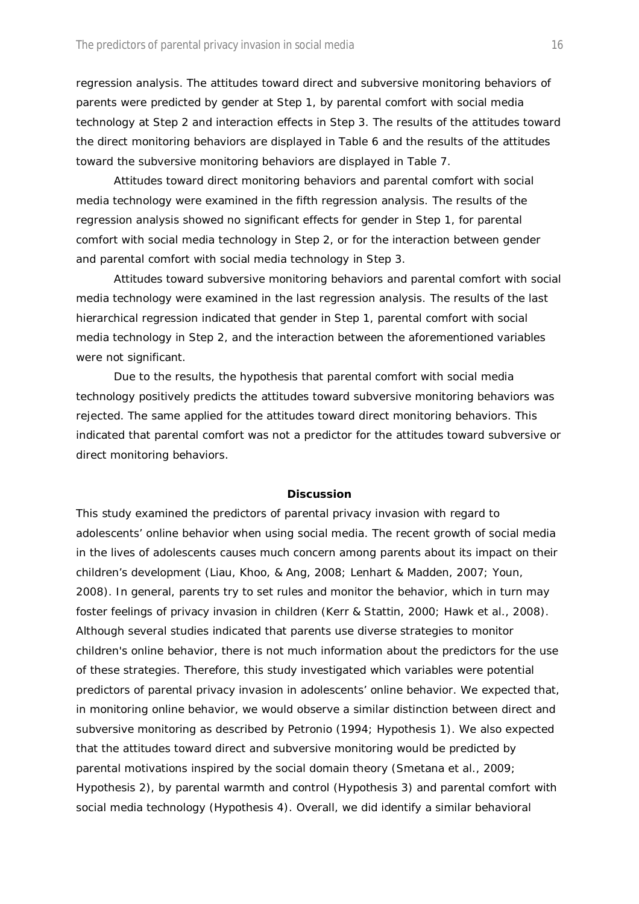regression analysis. The attitudes toward direct and subversive monitoring behaviors of parents were predicted by gender at Step 1, by parental comfort with social media technology at Step 2 and interaction effects in Step 3. The results of the attitudes toward the direct monitoring behaviors are displayed in Table 6 and the results of the attitudes toward the subversive monitoring behaviors are displayed in Table 7.

Attitudes toward direct monitoring behaviors and parental comfort with social media technology were examined in the fifth regression analysis. The results of the regression analysis showed no significant effects for gender in Step 1, for parental comfort with social media technology in Step 2, or for the interaction between gender and parental comfort with social media technology in Step 3.

Attitudes toward subversive monitoring behaviors and parental comfort with social media technology were examined in the last regression analysis. The results of the last hierarchical regression indicated that gender in Step 1, parental comfort with social media technology in Step 2, and the interaction between the aforementioned variables were not significant.

Due to the results, the hypothesis that parental comfort with social media technology positively predicts the attitudes toward subversive monitoring behaviors was rejected. The same applied for the attitudes toward direct monitoring behaviors. This indicated that parental comfort was not a predictor for the attitudes toward subversive or direct monitoring behaviors.

## Discussion

This study examined the predictors of parental privacy invasion with regard to adolescents' online behavior when using social media. The recent growth of social media in the lives of adolescents causes much concern among parents about its impact on their children's development (Liau, Khoo, & Ang, 2008; Lenhart & Madden, 2007; Youn, 2008). In general, parents try to set rules and monitor the behavior, which in turn may foster feelings of privacy invasion in children (Kerr & Stattin, 2000; Hawk et al., 2008). Although several studies indicated that parents use diverse strategies to monitor children's online behavior, there is not much information about the predictors for the use of these strategies. Therefore, this study investigated which variables were potential predictors of parental privacy invasion in adolescents' online behavior. We expected that, in monitoring online behavior, we would observe a similar distinction between direct and subversive monitoring as described by Petronio (1994; Hypothesis 1). We also expected that the attitudes toward direct and subversive monitoring would be predicted by parental motivations inspired by the social domain theory (Smetana et al., 2009; Hypothesis 2), by parental warmth and control (Hypothesis 3) and parental comfort with social media technology (Hypothesis 4). Overall, we did identify a similar behavioral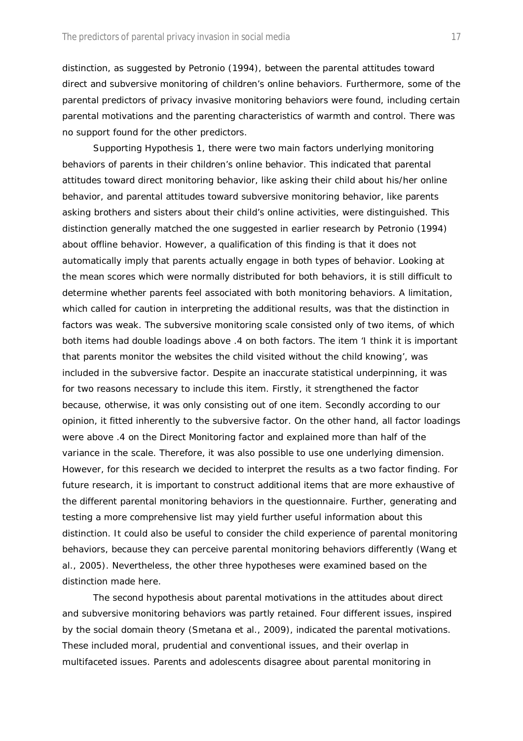distinction, as suggested by Petronio (1994), between the parental attitudes toward direct and subversive monitoring of children's online behaviors. Furthermore, some of the parental predictors of privacy invasive monitoring behaviors were found, including certain parental motivations and the parenting characteristics of warmth and control. There was no support found for the other predictors.

Supporting Hypothesis 1, there were two main factors underlying monitoring behaviors of parents in their children's online behavior. This indicated that parental attitudes toward direct monitoring behavior, like asking their child about his/her online behavior, and parental attitudes toward subversive monitoring behavior, like parents asking brothers and sisters about their child's online activities, were distinguished. This distinction generally matched the one suggested in earlier research by Petronio (1994) about offline behavior. However, a qualification of this finding is that it does not automatically imply that parents actually engage in both types of behavior. Looking at the mean scores which were normally distributed for both behaviors, it is still difficult to determine whether parents feel associated with both monitoring behaviors. A limitation, which called for caution in interpreting the additional results, was that the distinction in factors was weak. The subversive monitoring scale consisted only of two items, of which both items had double loadings above .4 on both factors. The item 'I think it is important that parents monitor the websites the child visited without the child knowing', was included in the subversive factor. Despite an inaccurate statistical underpinning, it was for two reasons necessary to include this item. Firstly, it strengthened the factor because, otherwise, it was only consisting out of one item. Secondly according to our opinion, it fitted inherently to the subversive factor. On the other hand, all factor loadings were above .4 on the Direct Monitoring factor and explained more than half of the variance in the scale. Therefore, it was also possible to use one underlying dimension. However, for this research we decided to interpret the results as a two factor finding. For future research, it is important to construct additional items that are more exhaustive of the different parental monitoring behaviors in the questionnaire. Further, generating and testing a more comprehensive list may yield further useful information about this distinction. It could also be useful to consider the child experience of parental monitoring behaviors, because they can perceive parental monitoring behaviors differently (Wang et al., 2005). Nevertheless, the other three hypotheses were examined based on the distinction made here.

The second hypothesis about parental motivations in the attitudes about direct and subversive monitoring behaviors was partly retained. Four different issues, inspired by the social domain theory (Smetana et al., 2009), indicated the parental motivations. These included moral, prudential and conventional issues, and their overlap in multifaceted issues. Parents and adolescents disagree about parental monitoring in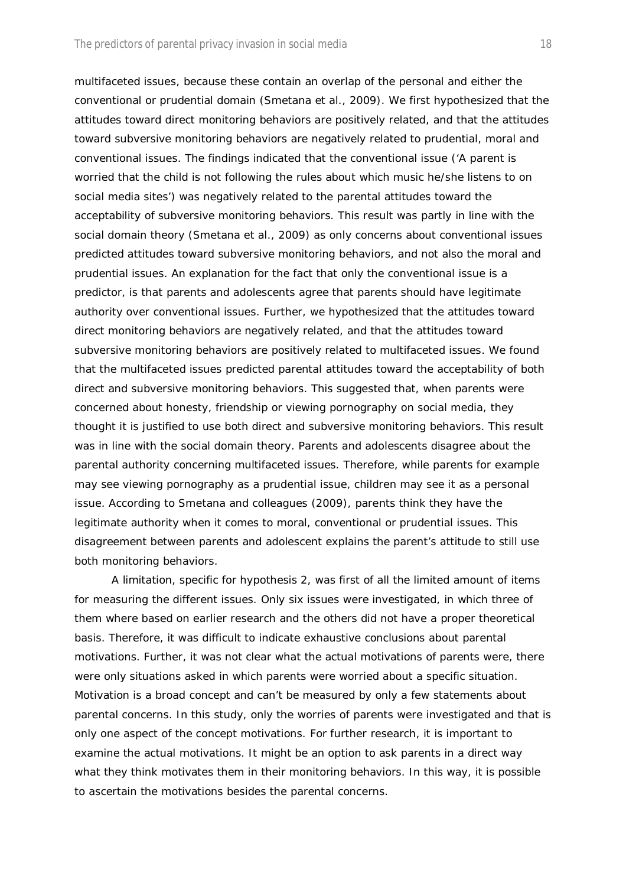multifaceted issues, because these contain an overlap of the personal and either the conventional or prudential domain (Smetana et al., 2009). We first hypothesized that the attitudes toward direct monitoring behaviors are positively related, and that the attitudes toward subversive monitoring behaviors are negatively related to prudential, moral and conventional issues. The findings indicated that the conventional issue ('A parent is worried that the child is not following the rules about which music he/she listens to on social media sites') was negatively related to the parental attitudes toward the acceptability of subversive monitoring behaviors. This result was partly in line with the social domain theory (Smetana et al., 2009) as only concerns about conventional issues predicted attitudes toward subversive monitoring behaviors, and not also the moral and prudential issues. An explanation for the fact that only the conventional issue is a predictor, is that parents and adolescents agree that parents should have legitimate authority over conventional issues. Further, we hypothesized that the attitudes toward direct monitoring behaviors are negatively related, and that the attitudes toward subversive monitoring behaviors are positively related to multifaceted issues. We found that the multifaceted issues predicted parental attitudes toward the acceptability of both direct and subversive monitoring behaviors. This suggested that, when parents were concerned about honesty, friendship or viewing pornography on social media, they thought it is justified to use both direct and subversive monitoring behaviors. This result was in line with the social domain theory. Parents and adolescents disagree about the parental authority concerning multifaceted issues. Therefore, while parents for example may see viewing pornography as a prudential issue, children may see it as a personal issue. According to Smetana and colleagues (2009), parents think they have the legitimate authority when it comes to moral, conventional or prudential issues. This disagreement between parents and adolescent explains the parent's attitude to still use both monitoring behaviors.

A limitation, specific for hypothesis 2, was first of all the limited amount of items for measuring the different issues. Only six issues were investigated, in which three of them where based on earlier research and the others did not have a proper theoretical basis. Therefore, it was difficult to indicate exhaustive conclusions about parental motivations. Further, it was not clear what the actual motivations of parents were, there were only situations asked in which parents were worried about a specific situation. Motivation is a broad concept and can't be measured by only a few statements about parental concerns. In this study, only the worries of parents were investigated and that is only one aspect of the concept motivations. For further research, it is important to examine the actual motivations. It might be an option to ask parents in a direct way what they think motivates them in their monitoring behaviors. In this way, it is possible to ascertain the motivations besides the parental concerns.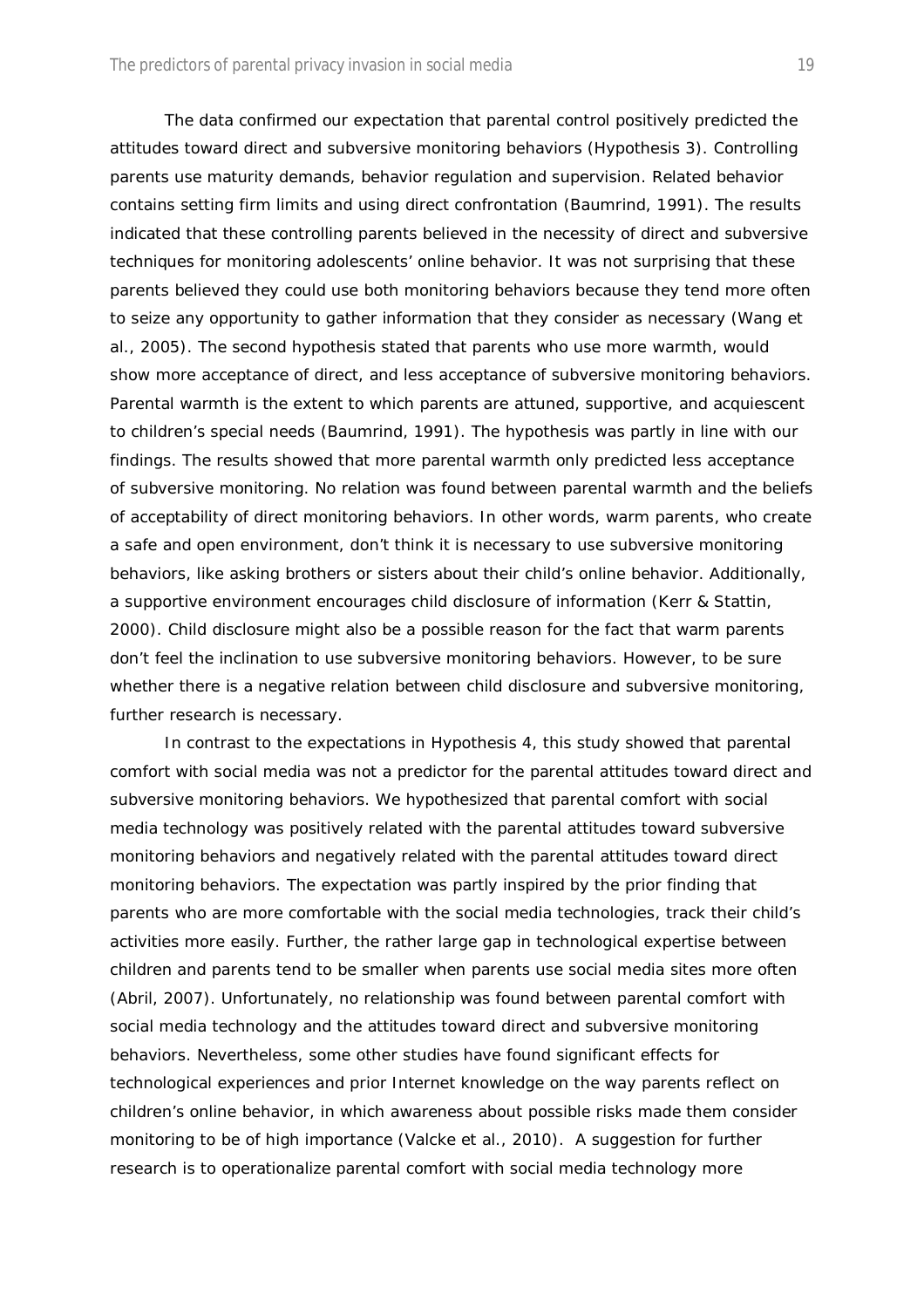The data confirmed our expectation that parental control positively predicted the attitudes toward direct and subversive monitoring behaviors (Hypothesis 3). Controlling parents use maturity demands, behavior regulation and supervision. Related behavior contains setting firm limits and using direct confrontation (Baumrind, 1991). The results indicated that these controlling parents believed in the necessity of direct and subversive techniques for monitoring adolescents' online behavior. It was not surprising that these parents believed they could use both monitoring behaviors because they tend more often to seize any opportunity to gather information that they consider as necessary (Wang et al., 2005). The second hypothesis stated that parents who use more warmth, would show more acceptance of direct, and less acceptance of subversive monitoring behaviors. Parental warmth is the extent to which parents are attuned, supportive, and acquiescent to children's special needs (Baumrind, 1991). The hypothesis was partly in line with our findings. The results showed that more parental warmth only predicted less acceptance of subversive monitoring. No relation was found between parental warmth and the beliefs of acceptability of direct monitoring behaviors. In other words, warm parents, who create a safe and open environment, don't think it is necessary to use subversive monitoring behaviors, like asking brothers or sisters about their child's online behavior. Additionally, a supportive environment encourages child disclosure of information (Kerr & Stattin, 2000). Child disclosure might also be a possible reason for the fact that warm parents don't feel the inclination to use subversive monitoring behaviors. However, to be sure whether there is a negative relation between child disclosure and subversive monitoring, further research is necessary.

In contrast to the expectations in Hypothesis 4, this study showed that parental comfort with social media was not a predictor for the parental attitudes toward direct and subversive monitoring behaviors. We hypothesized that parental comfort with social media technology was positively related with the parental attitudes toward subversive monitoring behaviors and negatively related with the parental attitudes toward direct monitoring behaviors. The expectation was partly inspired by the prior finding that parents who are more comfortable with the social media technologies, track their child's activities more easily. Further, the rather large gap in technological expertise between children and parents tend to be smaller when parents use social media sites more often (Abril, 2007). Unfortunately, no relationship was found between parental comfort with social media technology and the attitudes toward direct and subversive monitoring behaviors. Nevertheless, some other studies have found significant effects for technological experiences and prior Internet knowledge on the way parents reflect on children's online behavior, in which awareness about possible risks made them consider monitoring to be of high importance (Valcke et al., 2010). A suggestion for further research is to operationalize parental comfort with social media technology more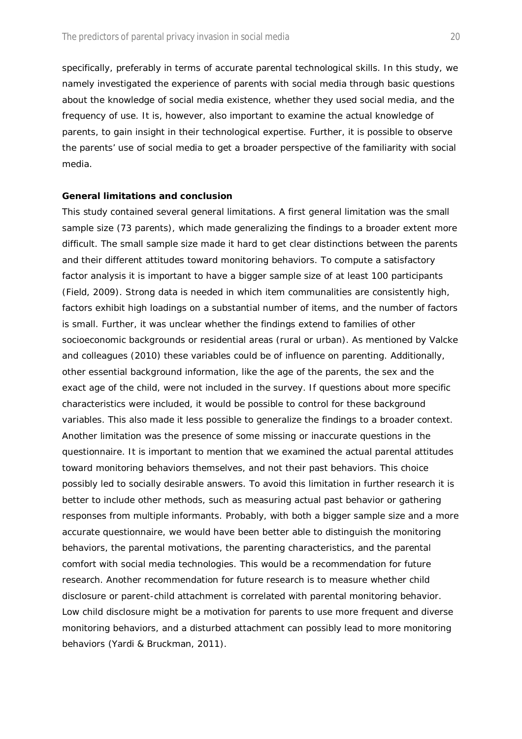specifically, preferably in terms of accurate parental technological skills. In this study, we namely investigated the experience of parents with social media through basic questions about the knowledge of social media existence, whether they used social media, and the frequency of use. It is, however, also important to examine the actual knowledge of parents, to gain insight in their technological expertise. Further, it is possible to observe the parents' use of social media to get a broader perspective of the familiarity with social media.

**General limitations and conclusion**

This study contained several general limitations. A first general limitation was the small sample size (73 parents), which made generalizing the findings to a broader extent more difficult. The small sample size made it hard to get clear distinctions between the parents and their different attitudes toward monitoring behaviors. To compute a satisfactory factor analysis it is important to have a bigger sample size of at least 100 participants (Field, 2009). Strong data is needed in which item communalities are consistently high, factors exhibit high loadings on a substantial number of items, and the number of factors is small. Further, it was unclear whether the findings extend to families of other socioeconomic backgrounds or residential areas (rural or urban). As mentioned by Valcke and colleagues (2010) these variables could be of influence on parenting. Additionally, other essential background information, like the age of the parents, the sex and the exact age of the child, were not included in the survey. If questions about more specific characteristics were included, it would be possible to control for these background variables. This also made it less possible to generalize the findings to a broader context. Another limitation was the presence of some missing or inaccurate questions in the questionnaire. It is important to mention that we examined the actual parental attitudes toward monitoring behaviors themselves, and not their past behaviors. This choice possibly led to socially desirable answers. To avoid this limitation in further research it is better to include other methods, such as measuring actual past behavior or gathering responses from multiple informants. Probably, with both a bigger sample size and a more accurate questionnaire, we would have been better able to distinguish the monitoring behaviors, the parental motivations, the parenting characteristics, and the parental comfort with social media technologies. This would be a recommendation for future research. Another recommendation for future research is to measure whether child disclosure or parent-child attachment is correlated with parental monitoring behavior. Low child disclosure might be a motivation for parents to use more frequent and diverse monitoring behaviors, and a disturbed attachment can possibly lead to more monitoring behaviors (Yardi & Bruckman, 2011).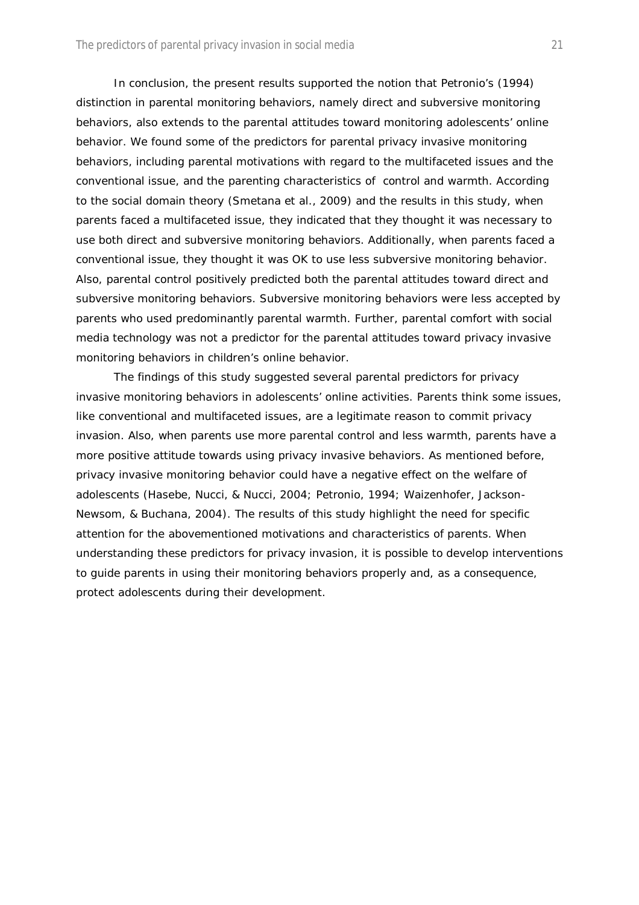In conclusion, the present results supported the notion that Petronio's (1994) distinction in parental monitoring behaviors, namely direct and subversive monitoring behaviors, also extends to the parental attitudes toward monitoring adolescents' online behavior. We found some of the predictors for parental privacy invasive monitoring behaviors, including parental motivations with regard to the multifaceted issues and the conventional issue, and the parenting characteristics of control and warmth. According to the social domain theory (Smetana et al., 2009) and the results in this study, when parents faced a multifaceted issue, they indicated that they thought it was necessary to use both direct and subversive monitoring behaviors. Additionally, when parents faced a conventional issue, they thought it was OK to use less subversive monitoring behavior. Also, parental control positively predicted both the parental attitudes toward direct and subversive monitoring behaviors. Subversive monitoring behaviors were less accepted by parents who used predominantly parental warmth. Further, parental comfort with social media technology was not a predictor for the parental attitudes toward privacy invasive monitoring behaviors in children's online behavior.

The findings of this study suggested several parental predictors for privacy invasive monitoring behaviors in adolescents' online activities. Parents think some issues, like conventional and multifaceted issues, are a legitimate reason to commit privacy invasion. Also, when parents use more parental control and less warmth, parents have a more positive attitude towards using privacy invasive behaviors. As mentioned before, privacy invasive monitoring behavior could have a negative effect on the welfare of adolescents (Hasebe, Nucci, & Nucci, 2004; Petronio, 1994; Waizenhofer, Jackson-Newsom, & Buchana, 2004). The results of this study highlight the need for specific attention for the abovementioned motivations and characteristics of parents. When understanding these predictors for privacy invasion, it is possible to develop interventions to guide parents in using their monitoring behaviors properly and, as a consequence, protect adolescents during their development.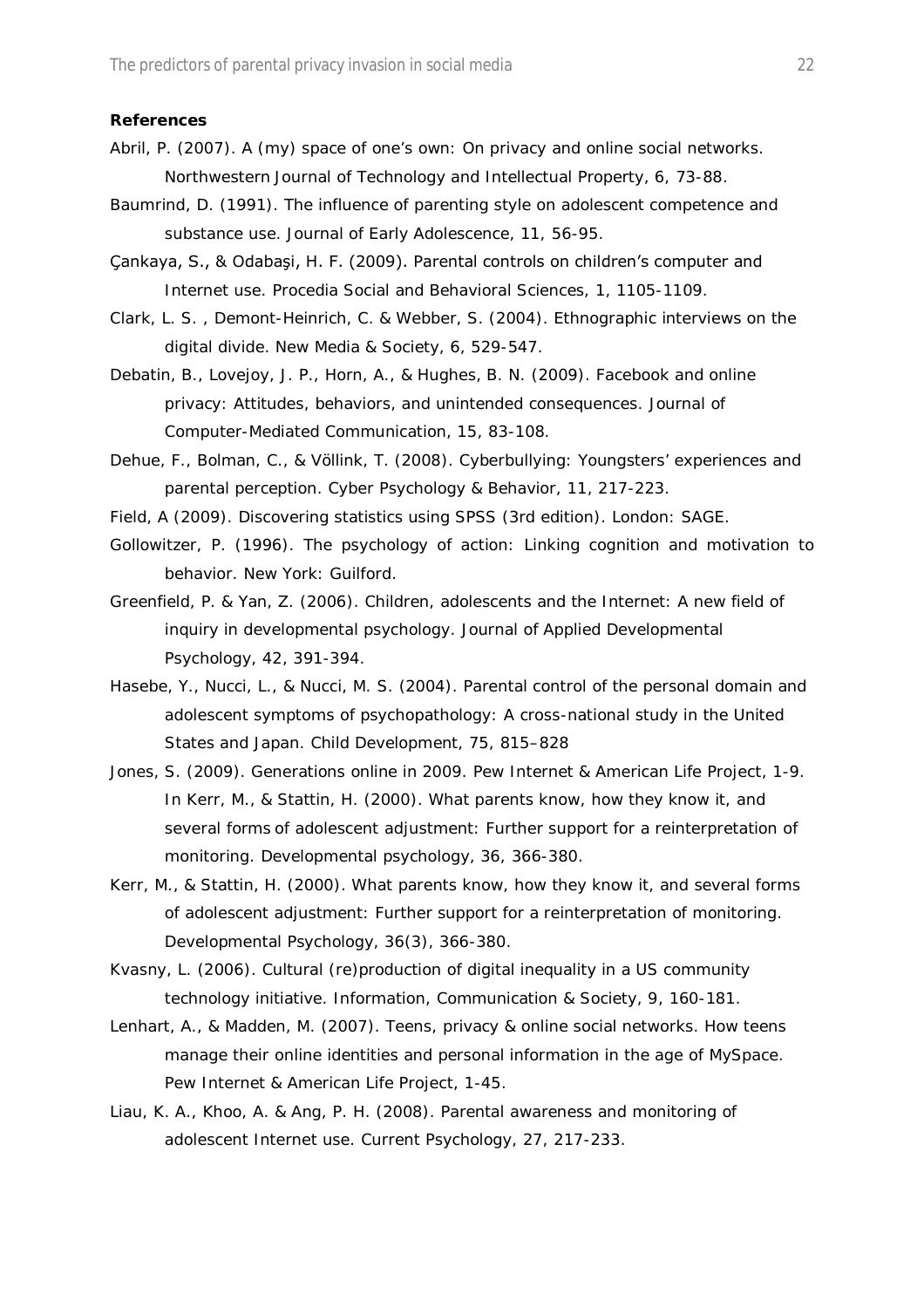**References**

Abril, P. (2007). A (my) space of one's own: On privacy and online social networks. Northwestern Journal of Technology and Intellectual Property, 6, 73-88.

Baumrind, D. (1991). The influence of parenting style on adolescent competence and substance use. Journal of Early Adolescence, 11, 56-95.

Çankaya, S., & Odabaşi, H. F. (2009). Parental controls on children's computer and Internet use. Procedia Social and Behavioral Sciences, 1, 1105-1109.

Clark, L. S. , Demont-Heinrich, C. & Webber, S. (2004). Ethnographic interviews on the digital divide. New Media & Society, 6, 529-547.

Debatin, B., Lovejoy, J. P., Horn, A., & Hughes, B. N. (2009). Facebook and online privacy: Attitudes, behaviors, and unintended consequences. Journal of Computer-Mediated Communication, 15, 83-108.

Dehue, F., Bolman, C., & Völlink, T. (2008). Cyberbullying: Youngsters' experiences and parental perception. Cyber Psychology & Behavior, 11, 217-223.

Field, A (2009). Discovering statistics using SPSS (3rd edition). London: SAGE.

Gollowitzer, P. (1996). The psychology of action: Linking cognition and motivation to behavior. New York: Guilford.

Greenfield, P. & Yan, Z. (2006). Children, adolescents and the Internet: A new field of inquiry in developmental psychology. Journal of Applied Developmental Psychology, 42, 391-394.

Hasebe, Y., Nucci, L., & Nucci, M. S. (2004). Parental control of the personal domain and adolescent symptoms of psychopathology: A cross-national study in the United States and Japan. Child Development, 75, 815–828

Jones, S. (2009). Generations online in 2009. Pew Internet & American Life Project, 1-9. In Kerr, M., & Stattin, H. (2000). What parents know, how they know it, and several forms of adolescent adjustment: Further support for a reinterpretation of monitoring. Developmental psychology, 36, 366-380.

Kerr, M., & Stattin, H. (2000). What parents know, how they know it, and several forms of adolescent adjustment: Further support for a reinterpretation of monitoring. Developmental Psychology, 36(3), 366-380.

Kvasny, L. (2006). Cultural (re)production of digital inequality in a US community technology initiative. Information, Communication & Society, 9, 160-181.

Lenhart, A., & Madden, M. (2007). Teens, privacy & online social networks. How teens manage their online identities and personal information in the age of MySpace. Pew Internet & American Life Project, 1-45.

Liau, K. A., Khoo, A. & Ang, P. H. (2008). Parental awareness and monitoring of adolescent Internet use. Current Psychology, 27, 217-233.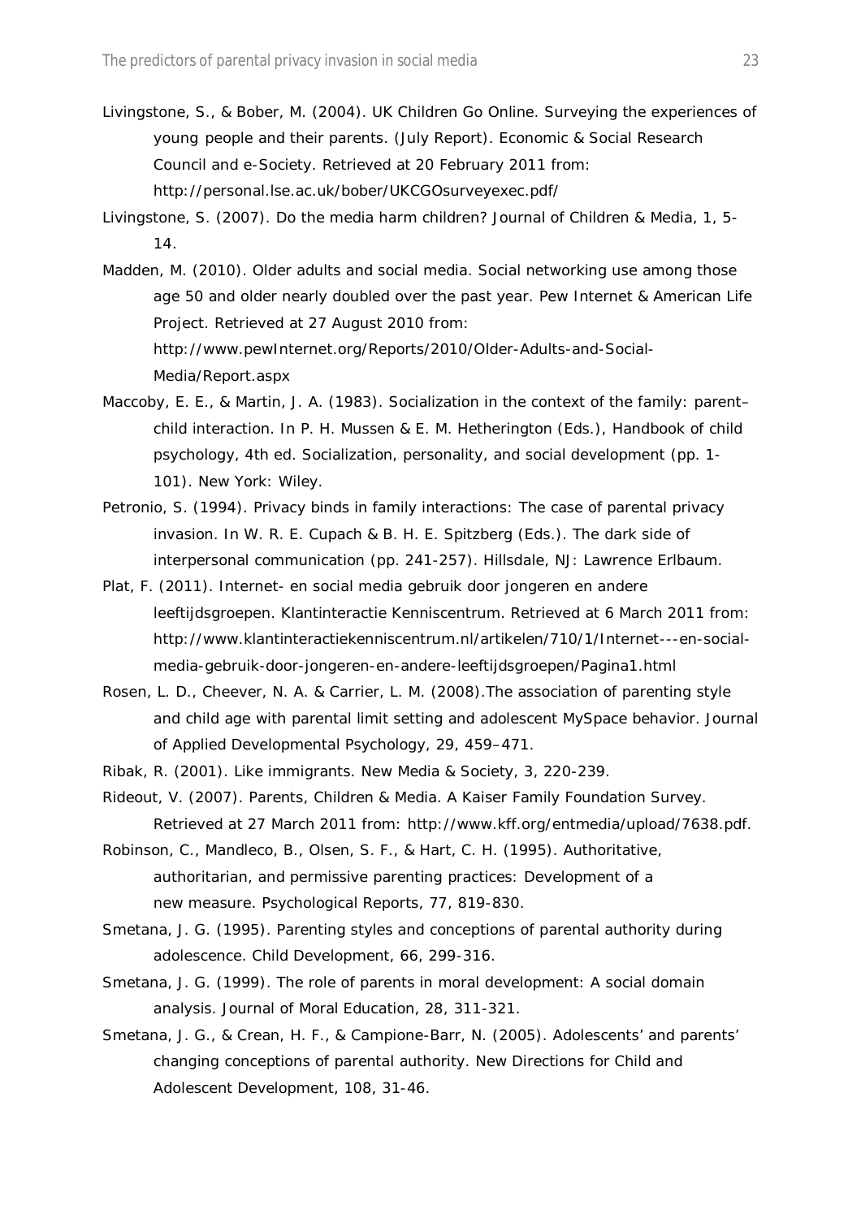Livingstone, S., & Bober, M. (2004). UK Children Go Online. Surveying the experiences of young people and their parents. (July Report). Economic & Social Research Council and e-Society. Retrieved at 20 February 2011 from: http://personal.lse.ac.uk/bober/UKCGOsurveyexec.pdf/

Livingstone, S. (2007). Do the media harm children? Journal of Children & Media, 1, 5-14.

Madden, M. (2010). Older adults and social media. Social networking use among those age 50 and older nearly doubled over the past year. Pew Internet & American Life Project. Retrieved at 27 August 2010 from: http://www.pewInternet.org/Reports/2010/Older-Adults-and-Social-Media/Report.aspx

Maccoby, E. E., & Martin, J. A. (1983). Socialization in the context of the family: parent–child interaction. In P. H. Mussen & E. M. Hetherington (Eds.), Handbook of child psychology, 4th ed. Socialization, personality, and social development (pp. 1-101). New York: Wiley.

Petronio, S. (1994). Privacy binds in family interactions: The case of parental privacy invasion. In W. R. E. Cupach & B. H. E. Spitzberg (Eds.). The dark side of interpersonal communication (pp. 241-257). Hillsdale, NJ: Lawrence Erlbaum.

Plat, F. (2011). Internet- en social media gebruik door jongeren en andere leeftijdsgroepen. Klantinteractie Kenniscentrum. Retrieved at 6 March 2011 from: http://www.klantinteractiekenniscentrum.nl/artikelen/710/1/Internet---en-social-media-gebruik-door-jongeren-en-andere-leeftijdsgroepen/Pagina1.html

Rosen, L. D., Cheever, N. A. & Carrier, L. M. (2008).The association of parenting style and child age with parental limit setting and adolescent MySpace behavior. Journal of Applied Developmental Psychology, 29, 459–471.

Ribak, R. (2001). Like immigrants. New Media & Society, 3, 220-239.

Rideout, V. (2007). Parents, Children & Media. A Kaiser Family Foundation Survey. Retrieved at 27 March 2011 from: http://www.kff.org/entmedia/upload/7638.pdf.

Robinson, C., Mandleco, B., Olsen, S. F., & Hart, C. H. (1995). Authoritative, authoritarian, and permissive parenting practices: Development of a new measure. Psychological Reports, 77, 819-830.

Smetana, J. G. (1995). Parenting styles and conceptions of parental authority during adolescence. Child Development, 66, 299-316.

Smetana, J. G. (1999). The role of parents in moral development: A social domain analysis. Journal of Moral Education, 28, 311-321.

Smetana, J. G., & Crean, H. F., & Campione-Barr, N. (2005). Adolescents' and parents' changing conceptions of parental authority. New Directions for Child and Adolescent Development, 108, 31-46.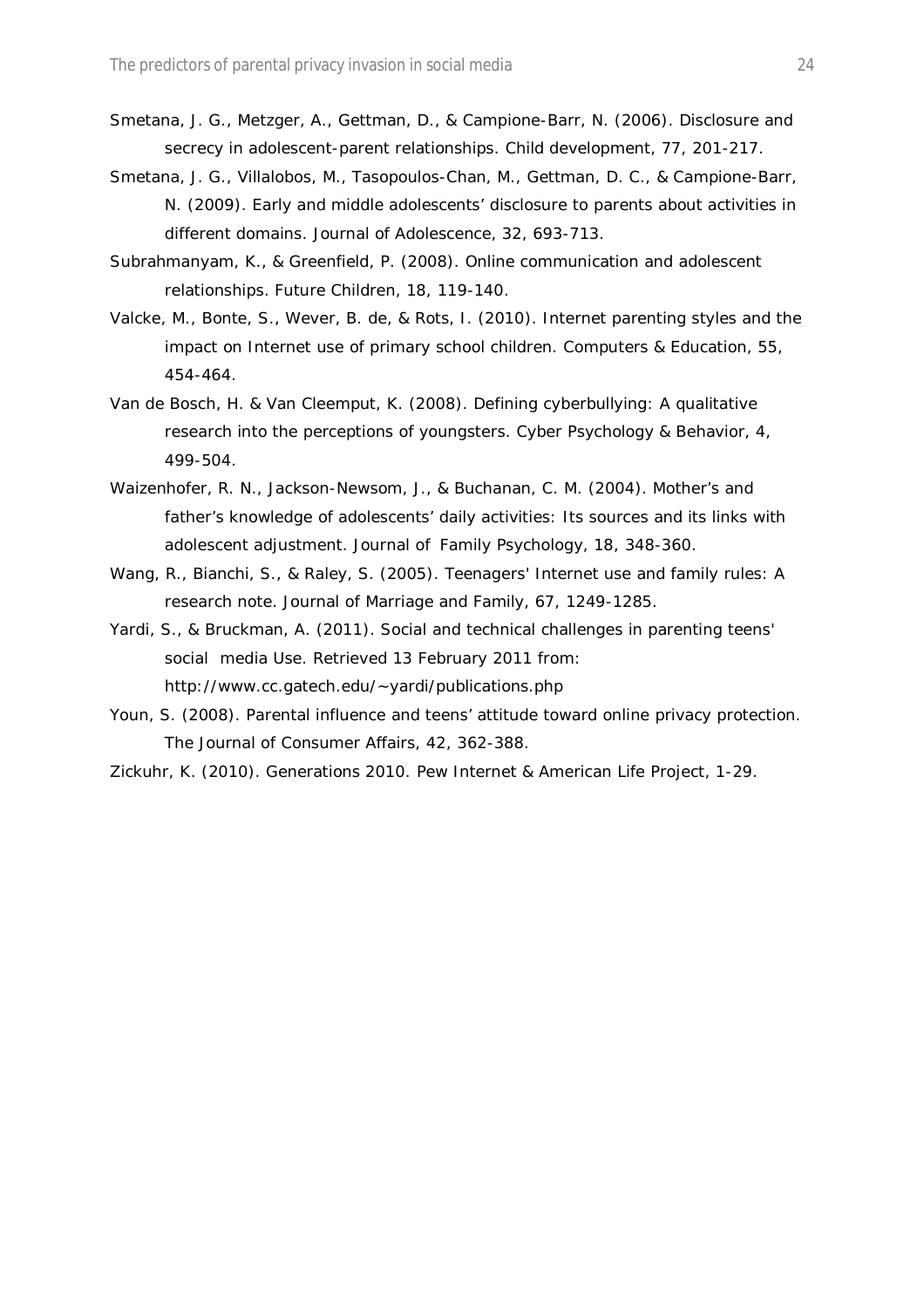Smetana, J. G., Metzger, A., Gettman, D., & Campione-Barr, N. (2006). Disclosure and secrecy in adolescent-parent relationships. Child development, 77, 201-217.

Smetana, J. G., Villalobos, M., Tasopoulos-Chan, M., Gettman, D. C., & Campione-Barr, N. (2009). Early and middle adolescents' disclosure to parents about activities in different domains. Journal of Adolescence, 32, 693-713.

Subrahmanyam, K., & Greenfield, P. (2008). Online communication and adolescent relationships. Future Children, 18, 119-140.

Valcke, M., Bonte, S., Wever, B. de, & Rots, I. (2010). Internet parenting styles and the impact on Internet use of primary school children. Computers & Education, 55, 454-464.

Van de Bosch, H. & Van Cleemput, K. (2008). Defining cyberbullying: A qualitative research into the perceptions of youngsters. Cyber Psychology & Behavior, 4, 499-504.

Waizenhofer, R. N., Jackson-Newsom, J., & Buchanan, C. M. (2004). Mother's and father's knowledge of adolescents' daily activities: Its sources and its links with adolescent adjustment. Journal of Family Psychology, 18, 348-360.

Wang, R., Bianchi, S., & Raley, S. (2005). Teenagers' Internet use and family rules: A research note. Journal of Marriage and Family, 67, 1249-1285.

Yardi, S., & Bruckman, A. (2011). Social and technical challenges in parenting teens' social media Use. Retrieved 13 February 2011 from: http://www.cc.gatech.edu/~yardi/publications.php

Youn, S. (2008). Parental influence and teens' attitude toward online privacy protection. The Journal of Consumer Affairs, 42, 362-388.

Zickuhr, K. (2010). Generations 2010. Pew Internet & American Life Project, 1-29.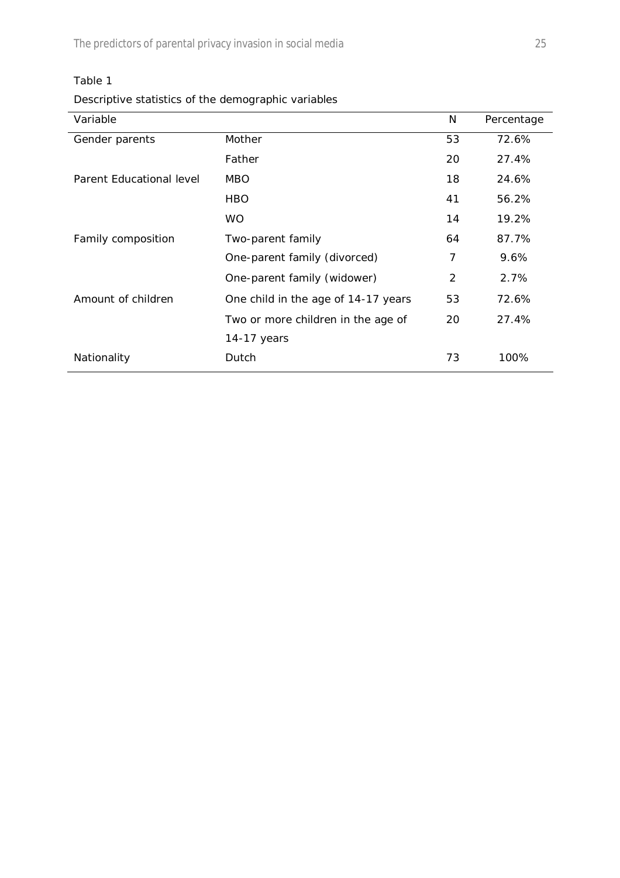Table 1

Descriptive statistics of the demographic variables

| Variable | | N | Percentage |
|---|---|---|---|
| Gender parents | Mother | 53 | 72.6% |
| | Father | 20 | 27.4% |
| Parent Educational level | MBO | 18 | 24.6% |
| | HBO | 41 | 56.2% |
| | WO | 14 | 19.2% |
| Family composition | Two-parent family | 64 | 87.7% |
| | One-parent family (divorced) | 7 | 9.6% |
| | One-parent family (widower) | 2 | 2.7% |
| Amount of children | One child in the age of 14-17 years | 53 | 72.6% |
| | Two or more children in the age of 14-17 years | 20 | 27.4% |
| Nationality | Dutch | 73 | 100% |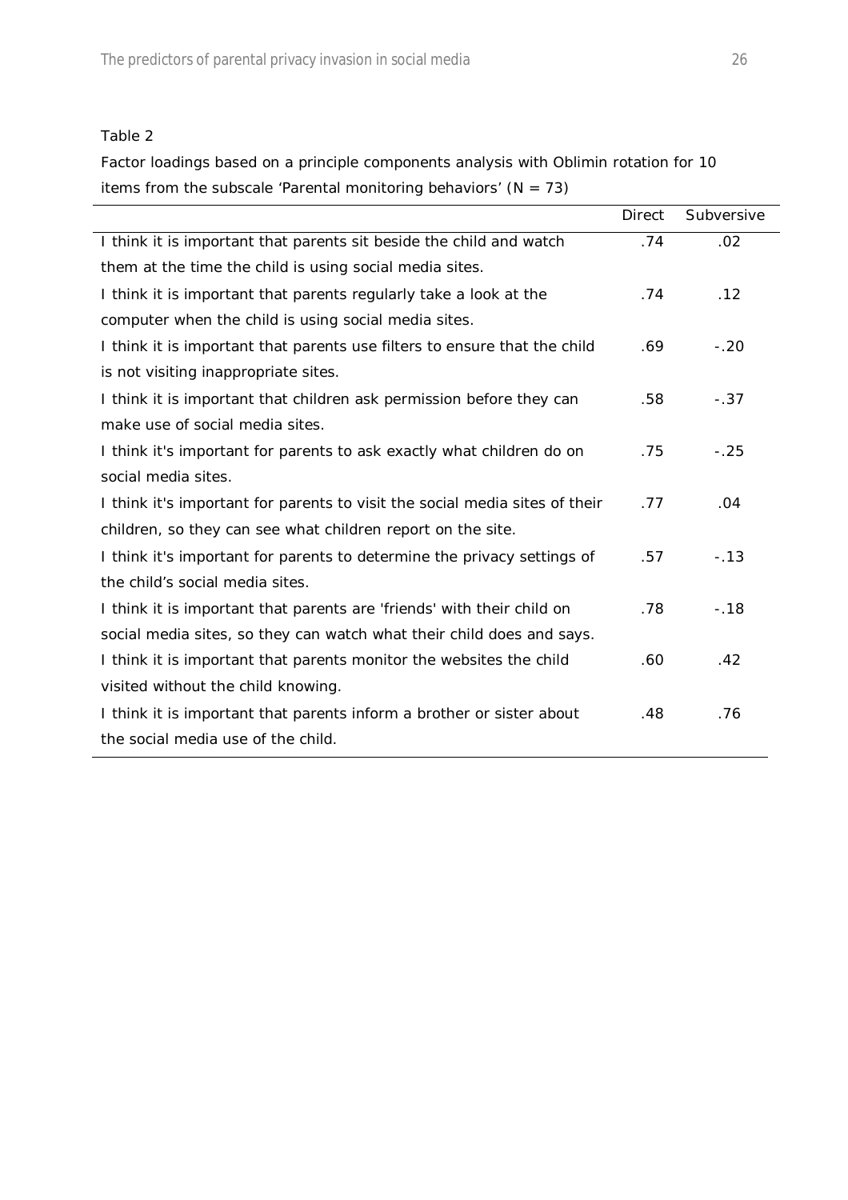Table 2

Factor loadings based on a principle components analysis with Oblimin rotation for 10 items from the subscale 'Parental monitoring behaviors' (N = 73)

| | Direct | Subversive |
|---|---|---|
| I think it is important that parents sit beside the child and watch them at the time the child is using social media sites. | .74 | .02 |
| I think it is important that parents regularly take a look at the computer when the child is using social media sites. | .74 | .12 |
| I think it is important that parents use filters to ensure that the child is not visiting inappropriate sites. | .69 | -.20 |
| I think it is important that children ask permission before they can make use of social media sites. | .58 | -.37 |
| I think it's important for parents to ask exactly what children do on social media sites. | .75 | -.25 |
| I think it's important for parents to visit the social media sites of their children, so they can see what children report on the site. | .77 | .04 |
| I think it's important for parents to determine the privacy settings of the child's social media sites. | .57 | -.13 |
| I think it is important that parents are 'friends' with their child on social media sites, so they can watch what their child does and says. | .78 | -.18 |
| I think it is important that parents monitor the websites the child visited without the child knowing. | .60 | .42 |
| I think it is important that parents inform a brother or sister about the social media use of the child. | .48 | .76 |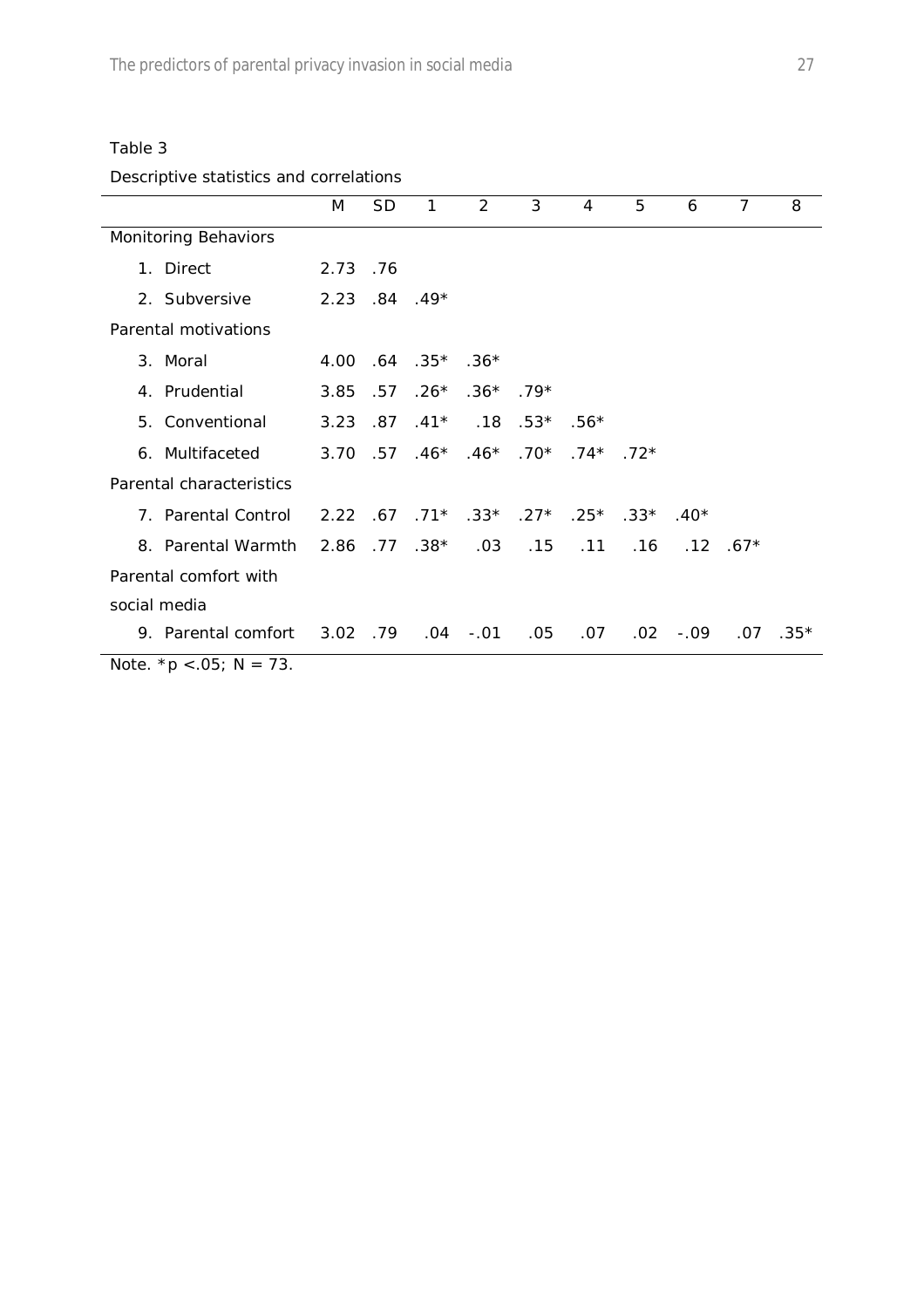Table 3

Descriptive statistics and correlations

| | M | SD | 1 | 2 | 3 | 4 | 5 | 6 | 7 | 8 |
|---|---|---|---|---|---|---|---|---|---|---|
| Monitoring Behaviors | | | | | | | | | | |
| 1. Direct | 2.73 | .76 | | | | | | | | |
| 2. Subversive | 2.23 | .84 | .49* | | | | | | | |
| Parental motivations | | | | | | | | | | |
| 3. Moral | 4.00 | .64 | .35* | .36* | | | | | | |
| 4. Prudential | 3.85 | .57 | .26* | .36* | .79* | | | | | |
| 5. Conventional | 3.23 | .87 | .41* | .18 | .53* | .56* | | | | |
| 6. Multifaceted | 3.70 | .57 | .46* | .46* | .70* | .74* | .72* | | | |
| Parental characteristics | | | | | | | | | | |
| 7. Parental Control | 2.22 | .67 | .71* | .33* | .27* | .25* | .33* | .40* | | |
| 8. Parental Warmth | 2.86 | .77 | .38* | .03 | .15 | .11 | .16 | .12 | .67* | |
| Parental comfort with social media | | | | | | | | | | |
| 9. Parental comfort | 3.02 | .79 | .04 | -.01 | .05 | .07 | .02 | -.09 | .07 | .35* |

Note. *$p < .05$; $N = 73$.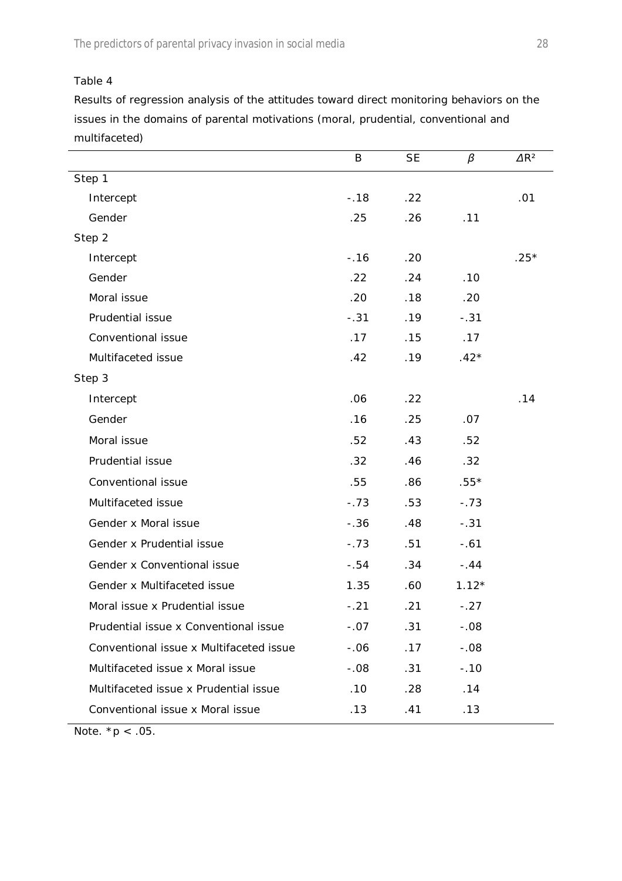Table 4

Results of regression analysis of the attitudes toward direct monitoring behaviors on the issues in the domains of parental motivations (moral, prudential, conventional and multifaceted)

| | B | SE | $\beta$ | $\Delta R^2$ |
|---|---|---|---|---|
| Step 1 | | | | |
| Intercept | -.18 | .22 | | .01 |
| Gender | .25 | .26 | .11 | |
| Step 2 | | | | |
| Intercept | -.16 | .20 | | .25* |
| Gender | .22 | .24 | .10 | |
| Moral issue | .20 | .18 | .20 | |
| Prudential issue | -.31 | .19 | -.31 | |
| Conventional issue | .17 | .15 | .17 | |
| Multifaceted issue | .42 | .19 | .42* | |
| Step 3 | | | | |
| Intercept | .06 | .22 | | .14 |
| Gender | .16 | .25 | .07 | |
| Moral issue | .52 | .43 | .52 | |
| Prudential issue | .32 | .46 | .32 | |
| Conventional issue | .55 | .86 | .55* | |
| Multifaceted issue | -.73 | .53 | -.73 | |
| Gender x Moral issue | -.36 | .48 | -.31 | |
| Gender x Prudential issue | -.73 | .51 | -.61 | |
| Gender x Conventional issue | -.54 | .34 | -.44 | |
| Gender x Multifaceted issue | 1.35 | .60 | 1.12* | |
| Moral issue x Prudential issue | -.21 | .21 | -.27 | |
| Prudential issue x Conventional issue | -.07 | .31 | -.08 | |
| Conventional issue x Multifaceted issue | -.06 | .17 | -.08 | |
| Multifaceted issue x Moral issue | -.08 | .31 | -.10 | |
| Multifaceted issue x Prudential issue | .10 | .28 | .14 | |
| Conventional issue x Moral issue | .13 | .41 | .13 | |

Note. $^*p < .05$.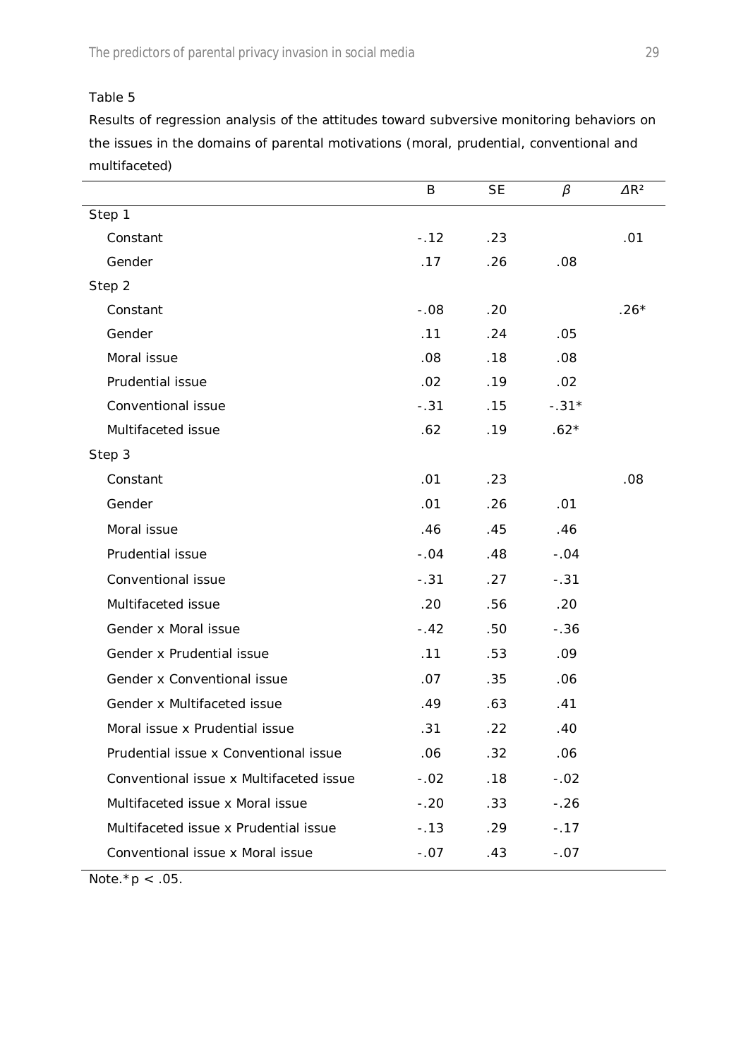Table 5

Results of regression analysis of the attitudes toward subversive monitoring behaviors on the issues in the domains of parental motivations (moral, prudential, conventional and multifaceted)

| | B | SE | $\beta$ | $\Delta R^2$ |
|---|---|---|---|---|
| Step 1 | | | | |
| Constant | -.12 | .23 | | .01 |
| Gender | .17 | .26 | .08 | |
| Step 2 | | | | |
| Constant | -.08 | .20 | | .26* |
| Gender | .11 | .24 | .05 | |
| Moral issue | .08 | .18 | .08 | |
| Prudential issue | .02 | .19 | .02 | |
| Conventional issue | -.31 | .15 | -.31* | |
| Multifaceted issue | .62 | .19 | .62* | |
| Step 3 | | | | |
| Constant | .01 | .23 | | .08 |
| Gender | .01 | .26 | .01 | |
| Moral issue | .46 | .45 | .46 | |
| Prudential issue | -.04 | .48 | -.04 | |
| Conventional issue | -.31 | .27 | -.31 | |
| Multifaceted issue | .20 | .56 | .20 | |
| Gender x Moral issue | -.42 | .50 | -.36 | |
| Gender x Prudential issue | .11 | .53 | .09 | |
| Gender x Conventional issue | .07 | .35 | .06 | |
| Gender x Multifaceted issue | .49 | .63 | .41 | |
| Moral issue x Prudential issue | .31 | .22 | .40 | |
| Prudential issue x Conventional issue | .06 | .32 | .06 | |
| Conventional issue x Multifaceted issue | -.02 | .18 | -.02 | |
| Multifaceted issue x Moral issue | -.20 | .33 | -.26 | |
| Multifaceted issue x Prudential issue | -.13 | .29 | -.17 | |
| Conventional issue x Moral issue | -.07 | .43 | -.07 | |

Note.* $p < .05$.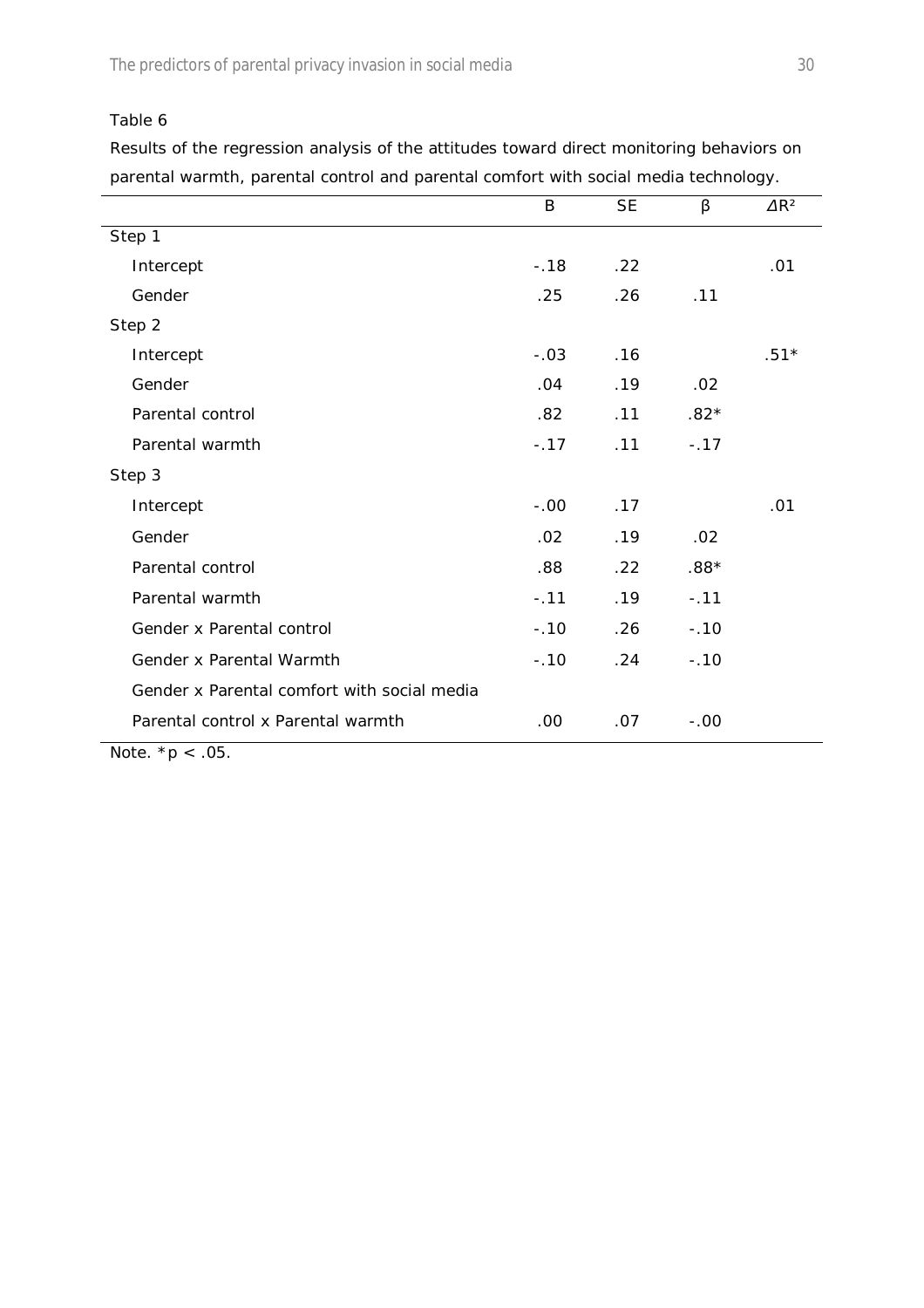Table 6

Results of the regression analysis of the attitudes toward direct monitoring behaviors on parental warmth, parental control and parental comfort with social media technology.

| | B | SE | β | $\Delta R^2$ |
|---|---|---|---|---|
| Step 1 | | | | |
| Intercept | -.18 | .22 | | .01 |
| Gender | .25 | .26 | .11 | |
| Step 2 | | | | |
| Intercept | -.03 | .16 | | .51* |
| Gender | .04 | .19 | .02 | |
| Parental control | .82 | .11 | .82* | |
| Parental warmth | -.17 | .11 | -.17 | |
| Step 3 | | | | |
| Intercept | -.00 | .17 | | .01 |
| Gender | .02 | .19 | .02 | |
| Parental control | .88 | .22 | .88* | |
| Parental warmth | -.11 | .19 | -.11 | |
| Gender x Parental control | -.10 | .26 | -.10 | |
| Gender x Parental Warmth | -.10 | .24 | -.10 | |
| Gender x Parental comfort with social media | | | | |
| Parental control x Parental warmth | .00 | .07 | -.00 | |

Note. $^*p < .05$.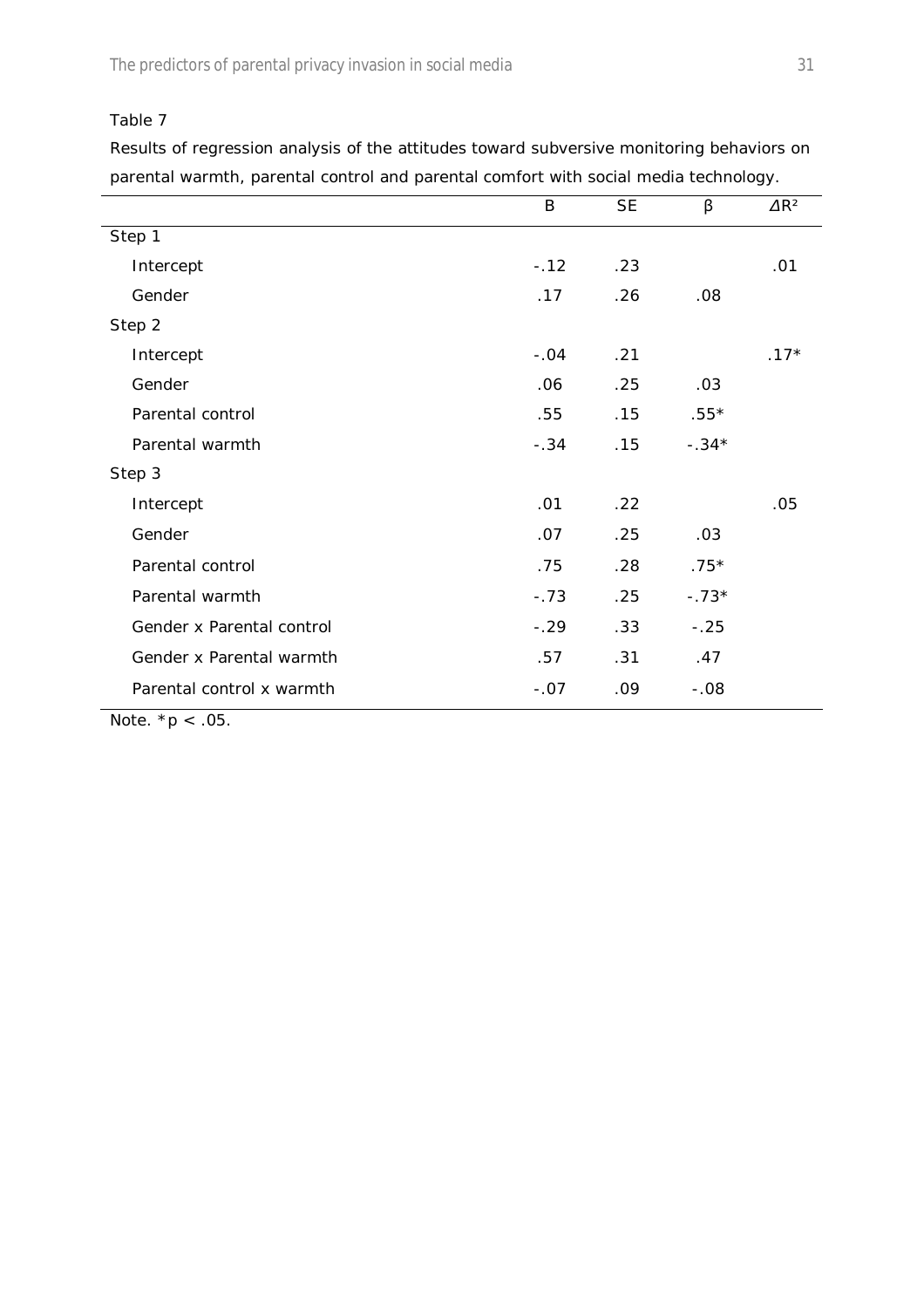Table 7

Results of regression analysis of the attitudes toward subversive monitoring behaviors on parental warmth, parental control and parental comfort with social media technology.

| | B | SE | β | $\Delta R^2$ |
|---|---|---|---|---|
| Step 1 | | | | |
| Intercept | -.12 | .23 | | .01 |
| Gender | .17 | .26 | .08 | |
| Step 2 | | | | |
| Intercept | -.04 | .21 | | .17* |
| Gender | .06 | .25 | .03 | |
| Parental control | .55 | .15 | .55* | |
| Parental warmth | -.34 | .15 | -.34* | |
| Step 3 | | | | |
| Intercept | .01 | .22 | | .05 |
| Gender | .07 | .25 | .03 | |
| Parental control | .75 | .28 | .75* | |
| Parental warmth | -.73 | .25 | -.73* | |
| Gender x Parental control | -.29 | .33 | -.25 | |
| Gender x Parental warmth | .57 | .31 | .47 | |
| Parental control x warmth | -.07 | .09 | -.08 | |

Note. *$p < .05$.